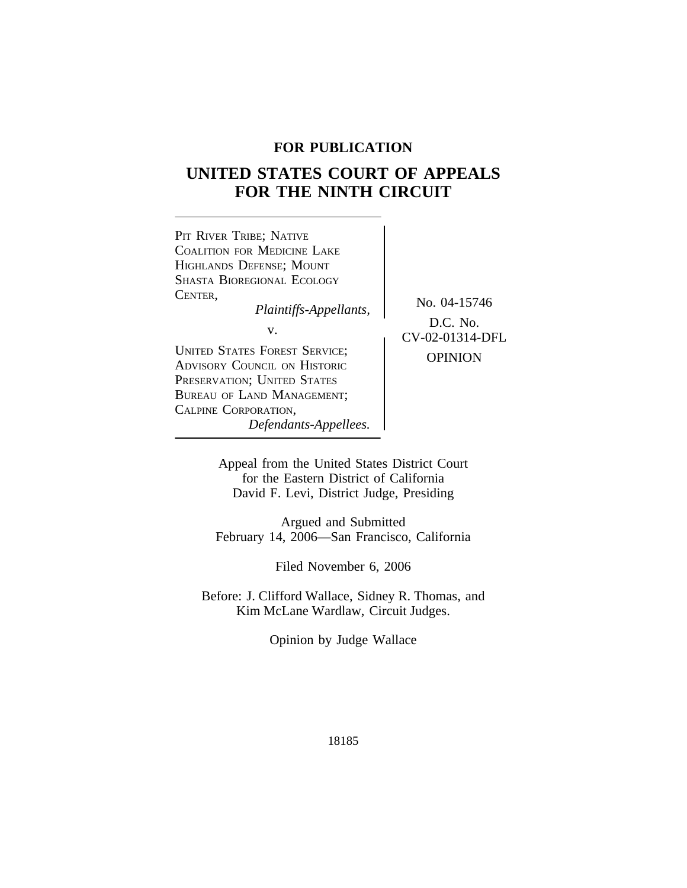**FOR PUBLICATION**

# UNITED STATES COURT OF APPEALS FOR THE NINTH CIRCUIT

PIT RIVER TRIBE; NATIVE COALITION FOR MEDICINE LAKE HIGHLANDS DEFENSE; MOUNT SHASTA BIOREGIONAL ECOLOGY CENTER,
*Plaintiffs-Appellants,*

v.

UNITED STATES FOREST SERVICE; ADVISORY COUNCIL ON HISTORIC PRESERVATION; UNITED STATES BUREAU OF LAND MANAGEMENT; CALPINE CORPORATION,
*Defendants-Appellees.*

No. 04-15746

D.C. No. CV-02-01314-DFL

OPINION

Appeal from the United States District Court for the Eastern District of California
David F. Levi, District Judge, Presiding

Argued and Submitted
February 14, 2006—San Francisco, California

Filed November 6, 2006

Before: J. Clifford Wallace, Sidney R. Thomas, and Kim McLane Wardlaw, Circuit Judges.

Opinion by Judge Wallace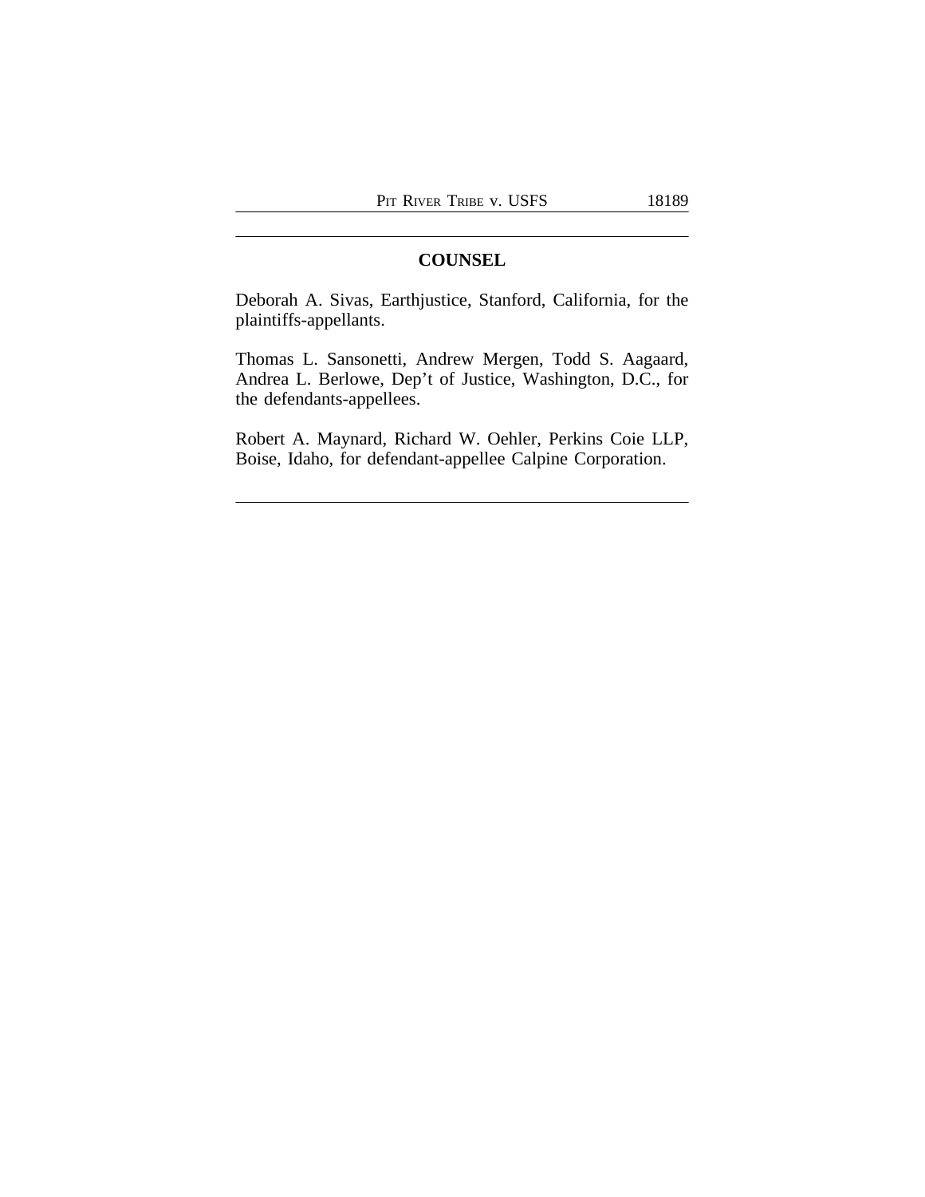## COUNSEL

Deborah A. Sivas, Earthjustice, Stanford, California, for the plaintiffs-appellants.

Thomas L. Sansonetti, Andrew Mergen, Todd S. Aagaard, Andrea L. Berlowe, Dep't of Justice, Washington, D.C., for the defendants-appellees.

Robert A. Maynard, Richard W. Oehler, Perkins Coie LLP, Boise, Idaho, for defendant-appellee Calpine Corporation.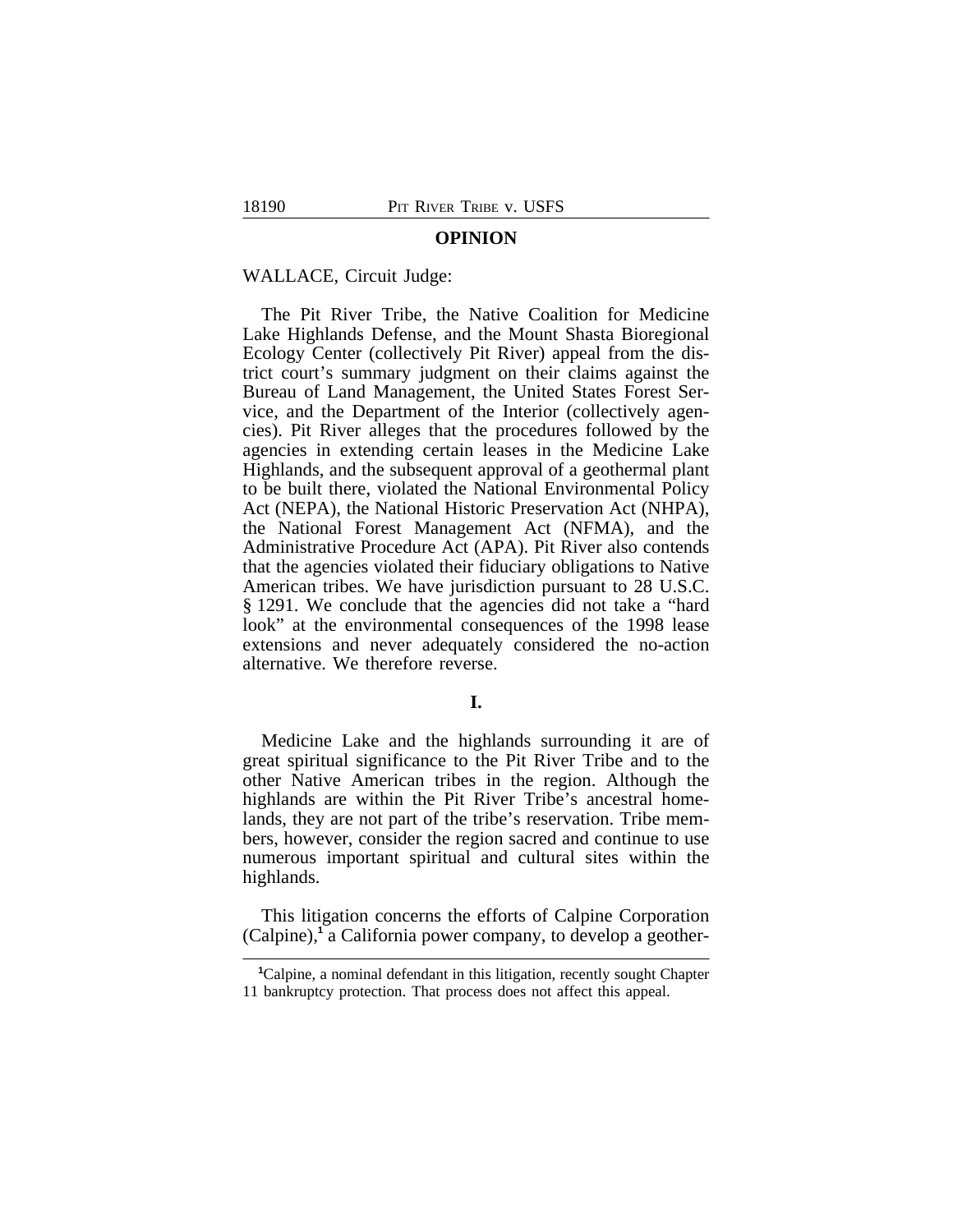## OPINION

WALLACE, Circuit Judge:

The Pit River Tribe, the Native Coalition for Medicine Lake Highlands Defense, and the Mount Shasta Bioregional Ecology Center (collectively Pit River) appeal from the district court's summary judgment on their claims against the Bureau of Land Management, the United States Forest Service, and the Department of the Interior (collectively agencies). Pit River alleges that the procedures followed by the agencies in extending certain leases in the Medicine Lake Highlands, and the subsequent approval of a geothermal plant to be built there, violated the National Environmental Policy Act (NEPA), the National Historic Preservation Act (NHPA), the National Forest Management Act (NFMA), and the Administrative Procedure Act (APA). Pit River also contends that the agencies violated their fiduciary obligations to Native American tribes. We have jurisdiction pursuant to 28 U.S.C. § 1291. We conclude that the agencies did not take a "hard look" at the environmental consequences of the 1998 lease extensions and never adequately considered the no-action alternative. We therefore reverse.

## I.

Medicine Lake and the highlands surrounding it are of great spiritual significance to the Pit River Tribe and to the other Native American tribes in the region. Although the highlands are within the Pit River Tribe's ancestral homelands, they are not part of the tribe's reservation. Tribe members, however, consider the region sacred and continue to use numerous important spiritual and cultural sites within the highlands.

This litigation concerns the efforts of Calpine Corporation (Calpine),[1] a California power company, to develop a geother-

[1] Calpine, a nominal defendant in this litigation, recently sought Chapter 11 bankruptcy protection. That process does not affect this appeal.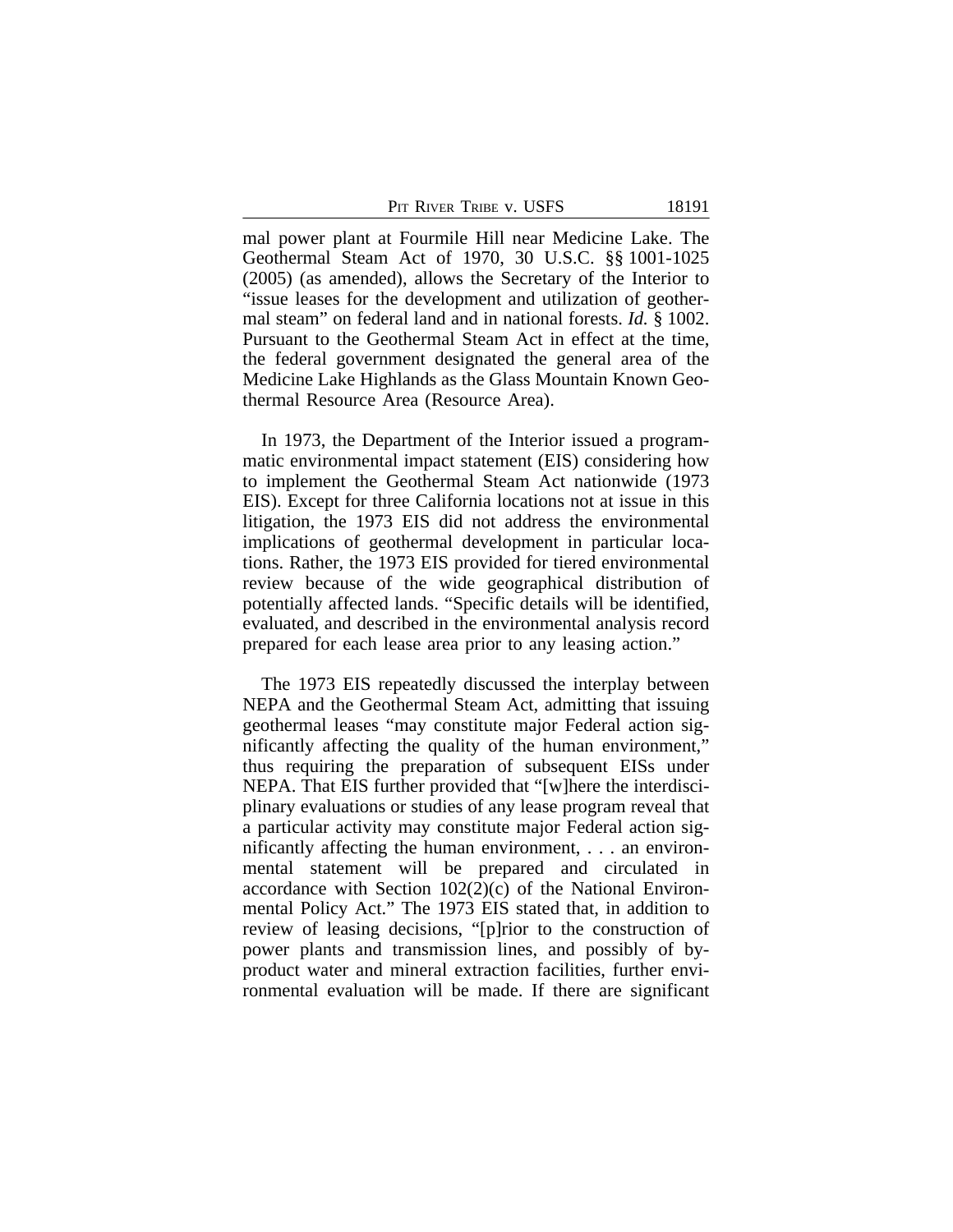mal power plant at Fourmile Hill near Medicine Lake. The Geothermal Steam Act of 1970, 30 U.S.C. §§ 1001-1025 (2005) (as amended), allows the Secretary of the Interior to "issue leases for the development and utilization of geothermal steam" on federal land and in national forests. *Id.* § 1002. Pursuant to the Geothermal Steam Act in effect at the time, the federal government designated the general area of the Medicine Lake Highlands as the Glass Mountain Known Geothermal Resource Area (Resource Area).

In 1973, the Department of the Interior issued a programmatic environmental impact statement (EIS) considering how to implement the Geothermal Steam Act nationwide (1973 EIS). Except for three California locations not at issue in this litigation, the 1973 EIS did not address the environmental implications of geothermal development in particular locations. Rather, the 1973 EIS provided for tiered environmental review because of the wide geographical distribution of potentially affected lands. "Specific details will be identified, evaluated, and described in the environmental analysis record prepared for each lease area prior to any leasing action."

The 1973 EIS repeatedly discussed the interplay between NEPA and the Geothermal Steam Act, admitting that issuing geothermal leases "may constitute major Federal action significantly affecting the quality of the human environment," thus requiring the preparation of subsequent EISs under NEPA. That EIS further provided that "[w]here the interdisciplinary evaluations or studies of any lease program reveal that a particular activity may constitute major Federal action significantly affecting the human environment, . . . an environmental statement will be prepared and circulated in accordance with Section 102(2)(c) of the National Environmental Policy Act." The 1973 EIS stated that, in addition to review of leasing decisions, "[p]rior to the construction of power plants and transmission lines, and possibly of by-product water and mineral extraction facilities, further environmental evaluation will be made. If there are significant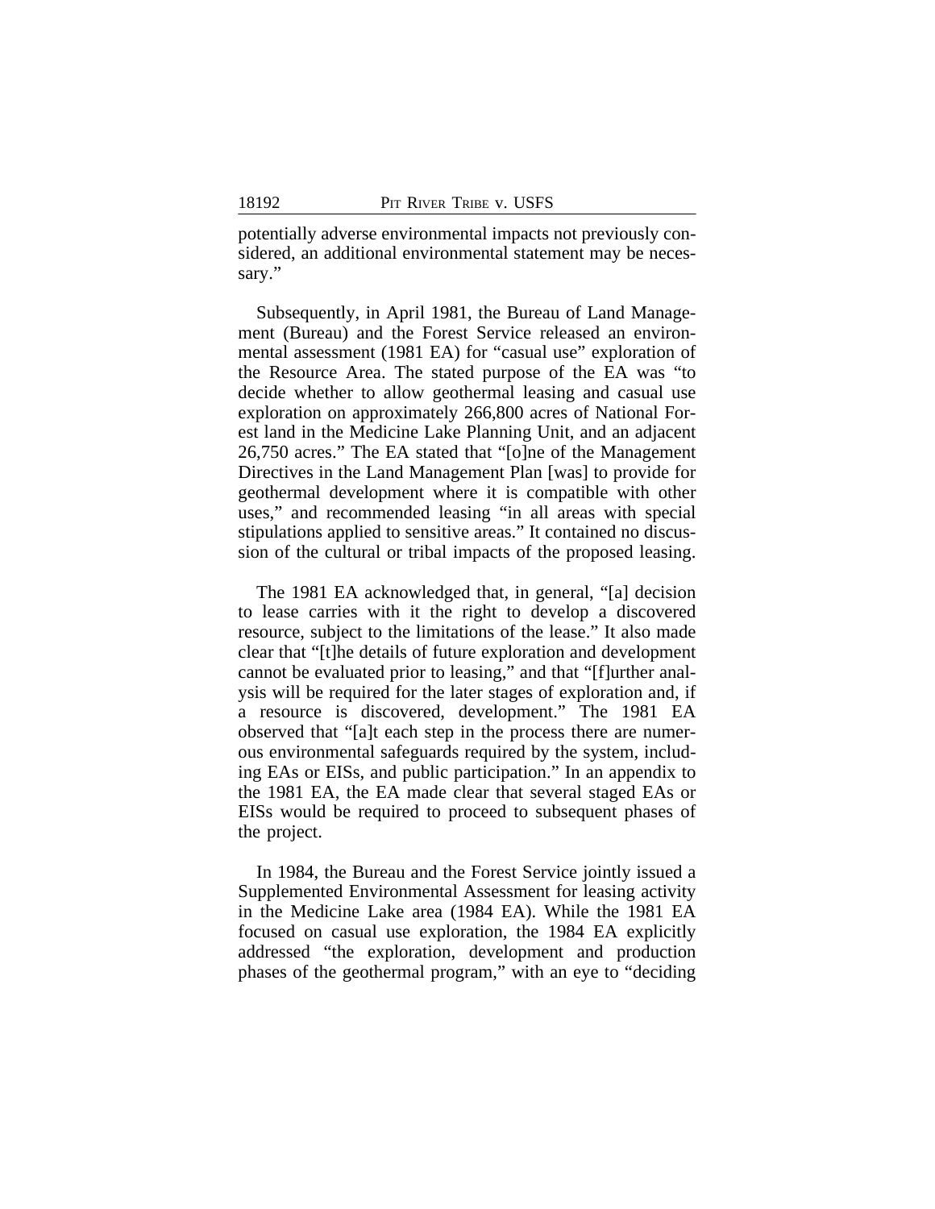potentially adverse environmental impacts not previously considered, an additional environmental statement may be necessary."

Subsequently, in April 1981, the Bureau of Land Management (Bureau) and the Forest Service released an environmental assessment (1981 EA) for "casual use" exploration of the Resource Area. The stated purpose of the EA was "to decide whether to allow geothermal leasing and casual use exploration on approximately 266,800 acres of National Forest land in the Medicine Lake Planning Unit, and an adjacent 26,750 acres." The EA stated that "[o]ne of the Management Directives in the Land Management Plan [was] to provide for geothermal development where it is compatible with other uses," and recommended leasing "in all areas with special stipulations applied to sensitive areas." It contained no discussion of the cultural or tribal impacts of the proposed leasing.

The 1981 EA acknowledged that, in general, "[a] decision to lease carries with it the right to develop a discovered resource, subject to the limitations of the lease." It also made clear that "[t]he details of future exploration and development cannot be evaluated prior to leasing," and that "[f]urther analysis will be required for the later stages of exploration and, if a resource is discovered, development." The 1981 EA observed that "[a]t each step in the process there are numerous environmental safeguards required by the system, including EAs or EISs, and public participation." In an appendix to the 1981 EA, the EA made clear that several staged EAs or EISs would be required to proceed to subsequent phases of the project.

In 1984, the Bureau and the Forest Service jointly issued a Supplemented Environmental Assessment for leasing activity in the Medicine Lake area (1984 EA). While the 1981 EA focused on casual use exploration, the 1984 EA explicitly addressed "the exploration, development and production phases of the geothermal program," with an eye to "deciding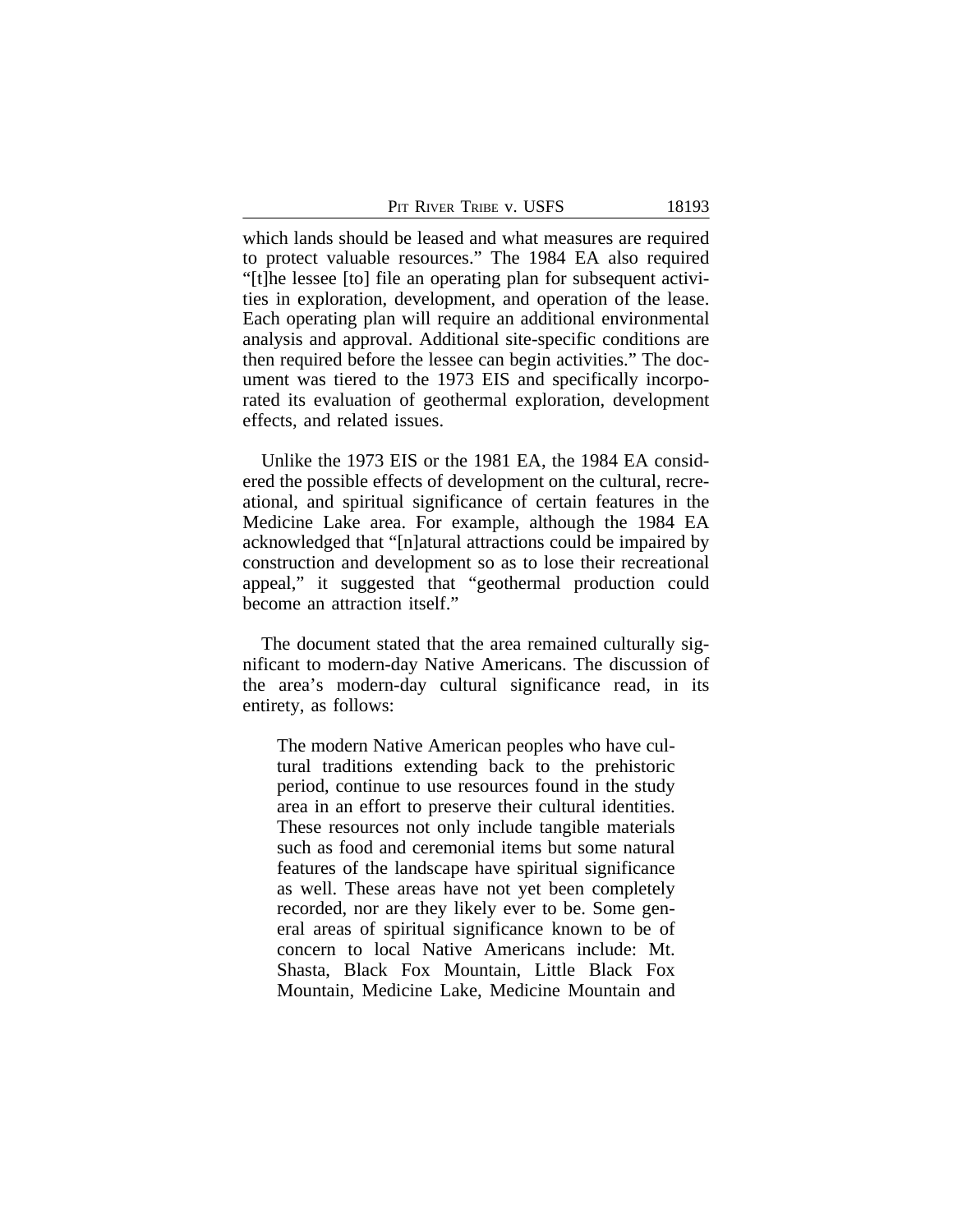which lands should be leased and what measures are required to protect valuable resources." The 1984 EA also required "[t]he lessee [to] file an operating plan for subsequent activities in exploration, development, and operation of the lease. Each operating plan will require an additional environmental analysis and approval. Additional site-specific conditions are then required before the lessee can begin activities." The document was tiered to the 1973 EIS and specifically incorporated its evaluation of geothermal exploration, development effects, and related issues.

Unlike the 1973 EIS or the 1981 EA, the 1984 EA considered the possible effects of development on the cultural, recreational, and spiritual significance of certain features in the Medicine Lake area. For example, although the 1984 EA acknowledged that "[n]atural attractions could be impaired by construction and development so as to lose their recreational appeal," it suggested that "geothermal production could become an attraction itself."

The document stated that the area remained culturally significant to modern-day Native Americans. The discussion of the area's modern-day cultural significance read, in its entirety, as follows:

> The modern Native American peoples who have cultural traditions extending back to the prehistoric period, continue to use resources found in the study area in an effort to preserve their cultural identities. These resources not only include tangible materials such as food and ceremonial items but some natural features of the landscape have spiritual significance as well. These areas have not yet been completely recorded, nor are they likely ever to be. Some general areas of spiritual significance known to be of concern to local Native Americans include: Mt. Shasta, Black Fox Mountain, Little Black Fox Mountain, Medicine Lake, Medicine Mountain and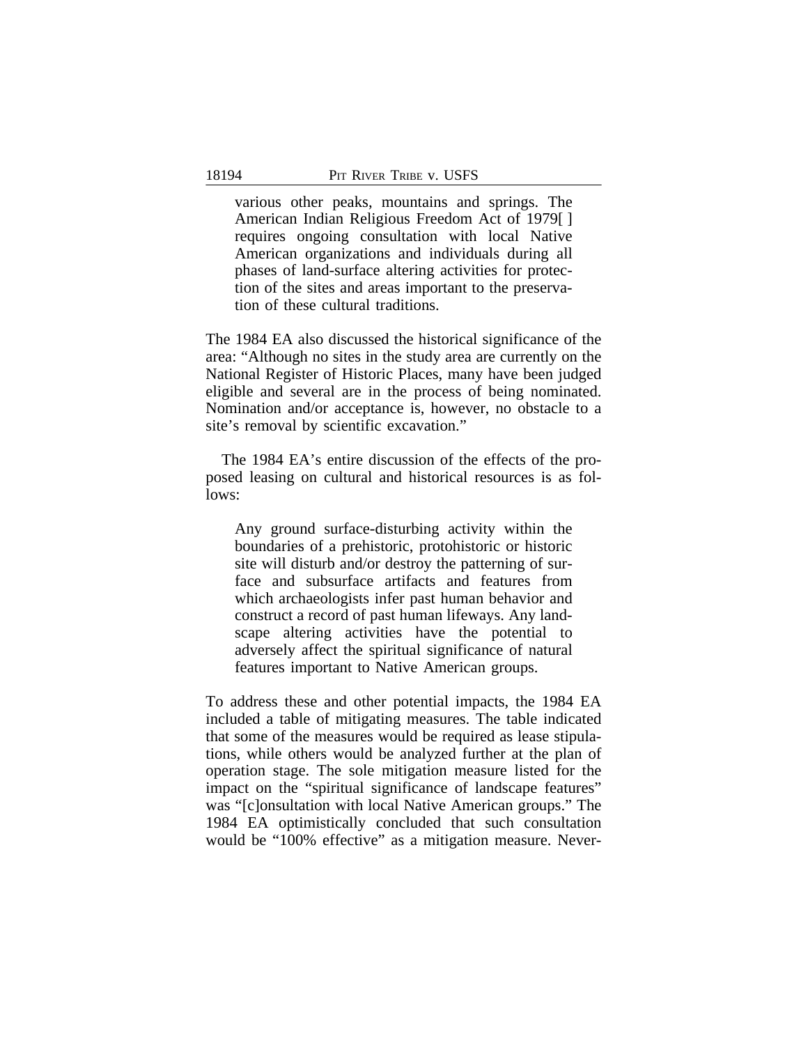> various other peaks, mountains and springs. The American Indian Religious Freedom Act of 1979[ ] requires ongoing consultation with local Native American organizations and individuals during all phases of land-surface altering activities for protection of the sites and areas important to the preservation of these cultural traditions.

The 1984 EA also discussed the historical significance of the area: "Although no sites in the study area are currently on the National Register of Historic Places, many have been judged eligible and several are in the process of being nominated. Nomination and/or acceptance is, however, no obstacle to a site's removal by scientific excavation."

The 1984 EA's entire discussion of the effects of the proposed leasing on cultural and historical resources is as follows:

> Any ground surface-disturbing activity within the boundaries of a prehistoric, protohistoric or historic site will disturb and/or destroy the patterning of surface and subsurface artifacts and features from which archaeologists infer past human behavior and construct a record of past human lifeways. Any landscape altering activities have the potential to adversely affect the spiritual significance of natural features important to Native American groups.

To address these and other potential impacts, the 1984 EA included a table of mitigating measures. The table indicated that some of the measures would be required as lease stipulations, while others would be analyzed further at the plan of operation stage. The sole mitigation measure listed for the impact on the "spiritual significance of landscape features" was "[c]onsultation with local Native American groups." The 1984 EA optimistically concluded that such consultation would be "100% effective" as a mitigation measure. Never-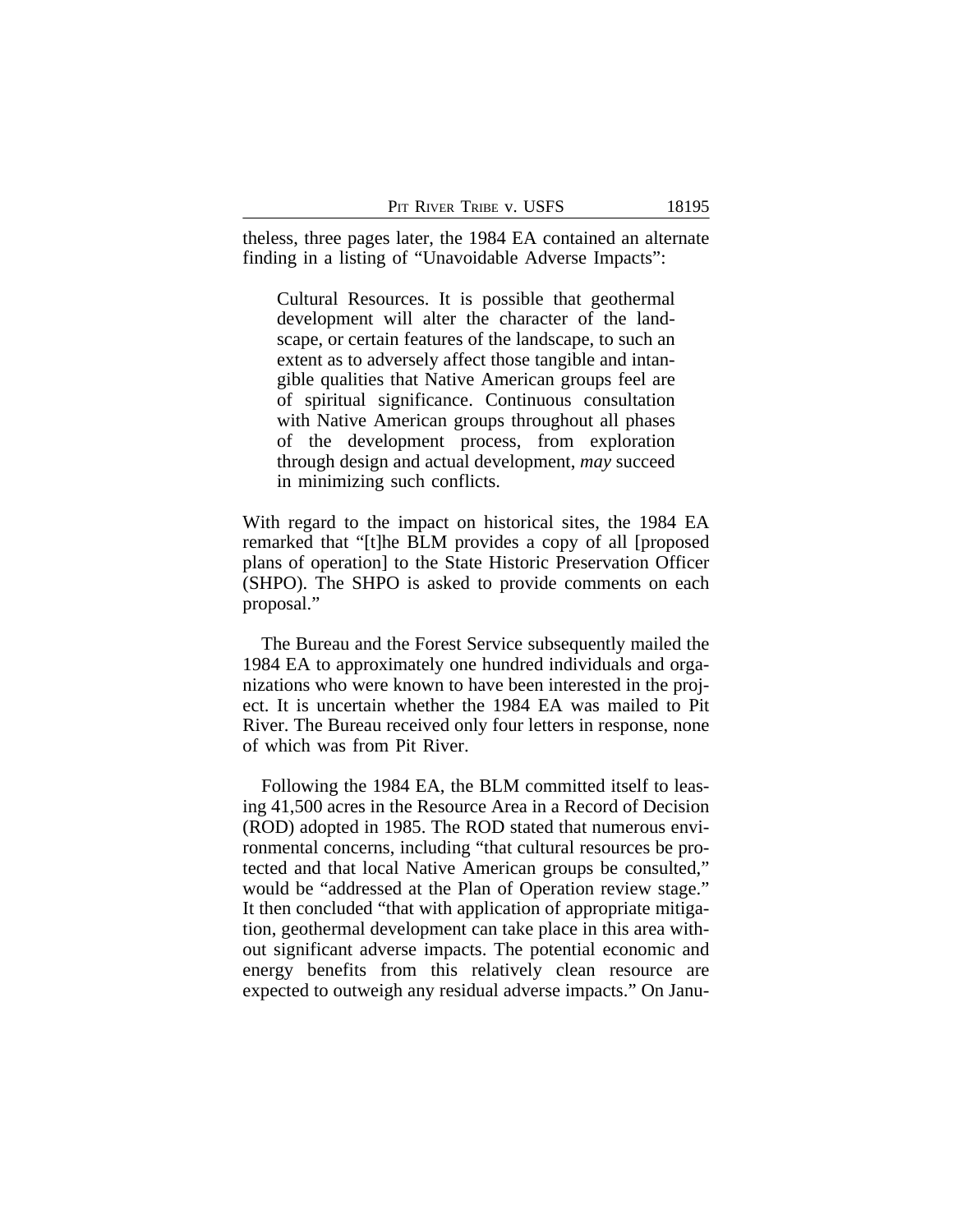theless, three pages later, the 1984 EA contained an alternate finding in a listing of "Unavoidable Adverse Impacts":

> Cultural Resources. It is possible that geothermal development will alter the character of the landscape, or certain features of the landscape, to such an extent as to adversely affect those tangible and intangible qualities that Native American groups feel are of spiritual significance. Continuous consultation with Native American groups throughout all phases of the development process, from exploration through design and actual development, *may* succeed in minimizing such conflicts.

With regard to the impact on historical sites, the 1984 EA remarked that "[t]he BLM provides a copy of all [proposed plans of operation] to the State Historic Preservation Officer (SHPO). The SHPO is asked to provide comments on each proposal."

The Bureau and the Forest Service subsequently mailed the 1984 EA to approximately one hundred individuals and organizations who were known to have been interested in the project. It is uncertain whether the 1984 EA was mailed to Pit River. The Bureau received only four letters in response, none of which was from Pit River.

Following the 1984 EA, the BLM committed itself to leasing 41,500 acres in the Resource Area in a Record of Decision (ROD) adopted in 1985. The ROD stated that numerous environmental concerns, including "that cultural resources be protected and that local Native American groups be consulted," would be "addressed at the Plan of Operation review stage." It then concluded "that with application of appropriate mitigation, geothermal development can take place in this area without significant adverse impacts. The potential economic and energy benefits from this relatively clean resource are expected to outweigh any residual adverse impacts." On Janu-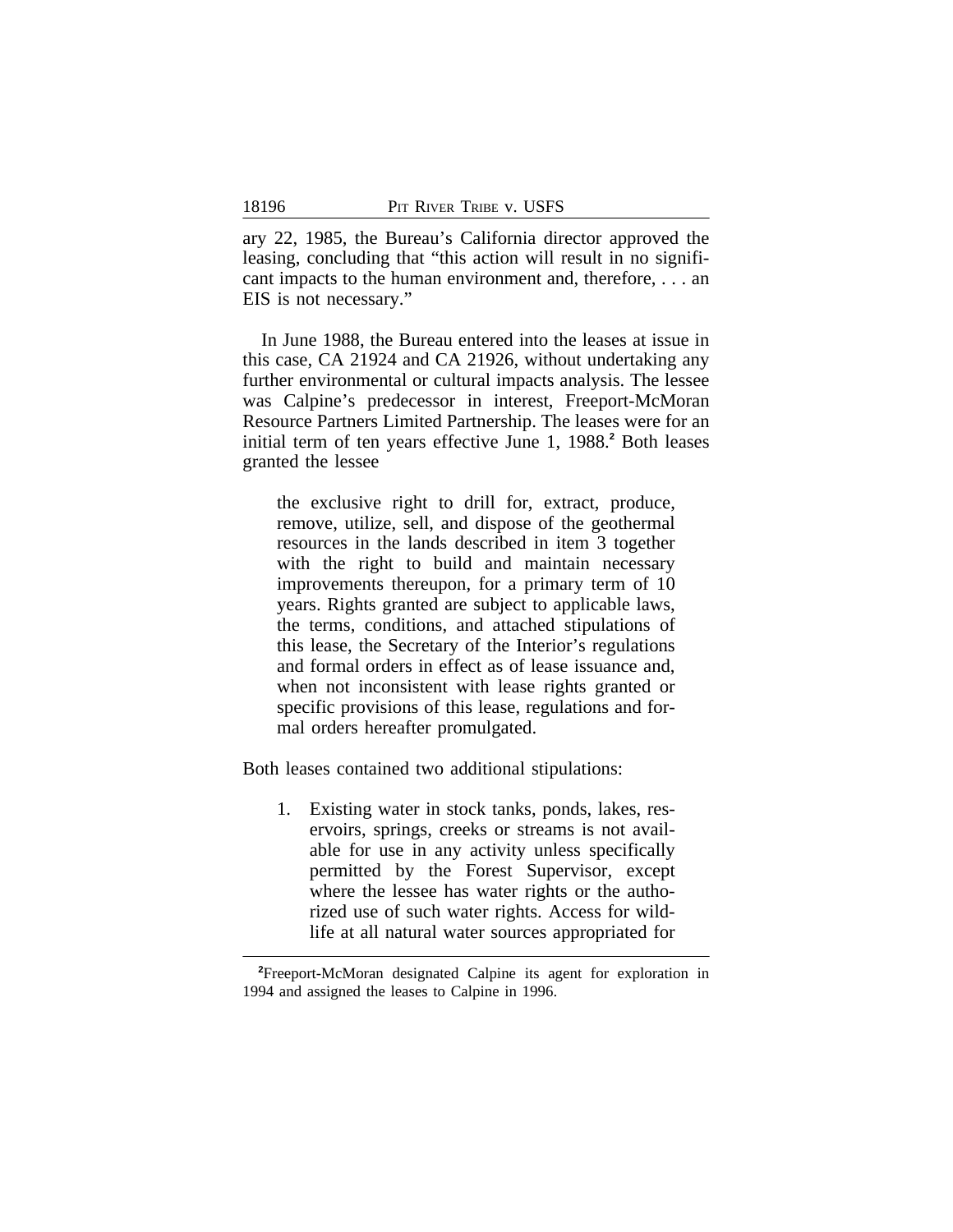ary 22, 1985, the Bureau's California director approved the leasing, concluding that "this action will result in no significant impacts to the human environment and, therefore, . . . an EIS is not necessary."

In June 1988, the Bureau entered into the leases at issue in this case, CA 21924 and CA 21926, without undertaking any further environmental or cultural impacts analysis. The lessee was Calpine's predecessor in interest, Freeport-McMoran Resource Partners Limited Partnership. The leases were for an initial term of ten years effective June 1, 1988.[2] Both leases granted the lessee

> the exclusive right to drill for, extract, produce, remove, utilize, sell, and dispose of the geothermal resources in the lands described in item 3 together with the right to build and maintain necessary improvements thereupon, for a primary term of 10 years. Rights granted are subject to applicable laws, the terms, conditions, and attached stipulations of this lease, the Secretary of the Interior's regulations and formal orders in effect as of lease issuance and, when not inconsistent with lease rights granted or specific provisions of this lease, regulations and formal orders hereafter promulgated.

Both leases contained two additional stipulations:

> 1. Existing water in stock tanks, ponds, lakes, reservoirs, springs, creeks or streams is not available for use in any activity unless specifically permitted by the Forest Supervisor, except where the lessee has water rights or the authorized use of such water rights. Access for wildlife at all natural water sources appropriated for

[2]Freeport-McMoran designated Calpine its agent for exploration in 1994 and assigned the leases to Calpine in 1996.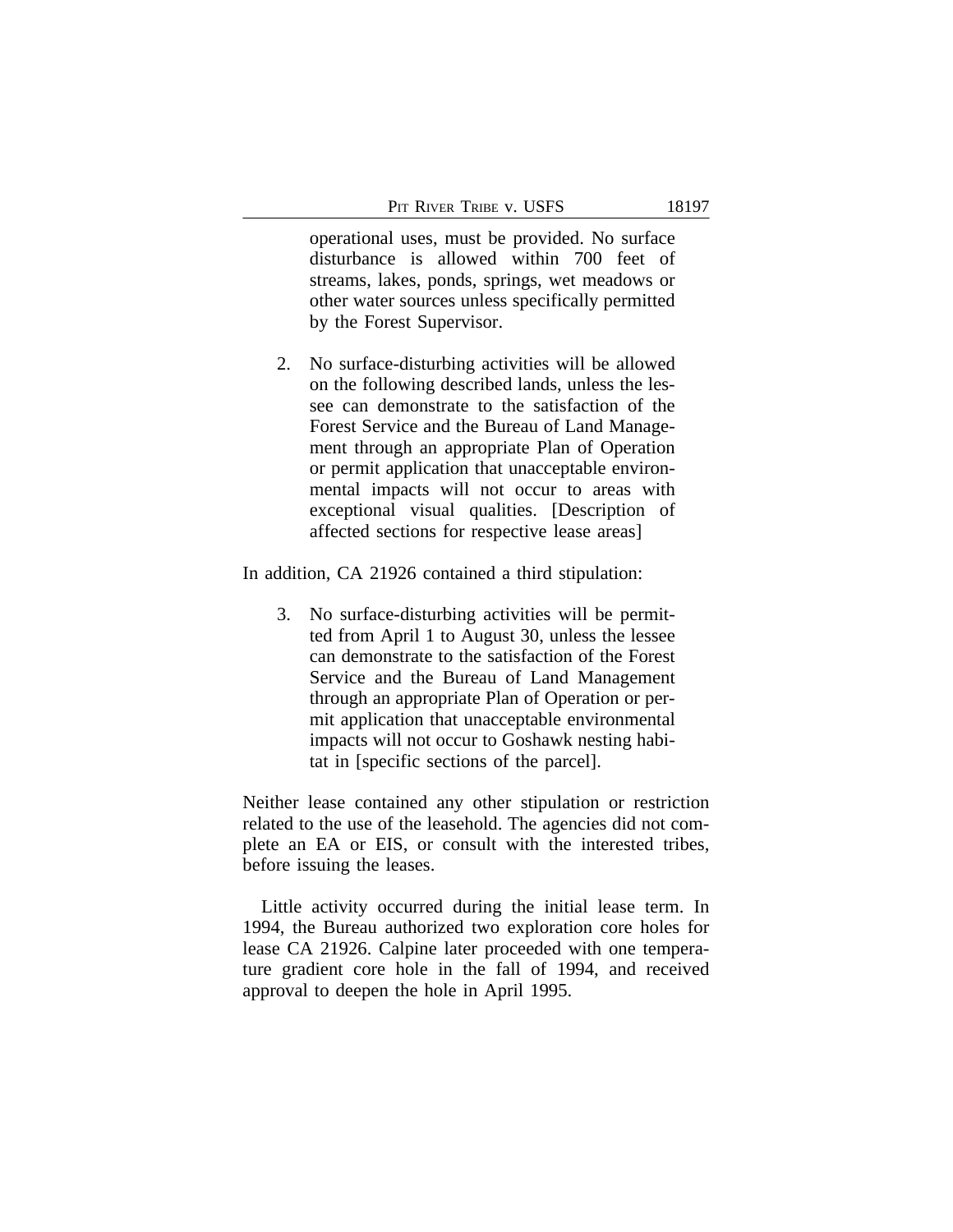operational uses, must be provided. No surface disturbance is allowed within 700 feet of streams, lakes, ponds, springs, wet meadows or other water sources unless specifically permitted by the Forest Supervisor.

> 2. No surface-disturbing activities will be allowed on the following described lands, unless the lessee can demonstrate to the satisfaction of the Forest Service and the Bureau of Land Management through an appropriate Plan of Operation or permit application that unacceptable environmental impacts will not occur to areas with exceptional visual qualities. [Description of affected sections for respective lease areas]

In addition, CA 21926 contained a third stipulation:

> 3. No surface-disturbing activities will be permitted from April 1 to August 30, unless the lessee can demonstrate to the satisfaction of the Forest Service and the Bureau of Land Management through an appropriate Plan of Operation or permit application that unacceptable environmental impacts will not occur to Goshawk nesting habitat in [specific sections of the parcel].

Neither lease contained any other stipulation or restriction related to the use of the leasehold. The agencies did not complete an EA or EIS, or consult with the interested tribes, before issuing the leases.

Little activity occurred during the initial lease term. In 1994, the Bureau authorized two exploration core holes for lease CA 21926. Calpine later proceeded with one temperature gradient core hole in the fall of 1994, and received approval to deepen the hole in April 1995.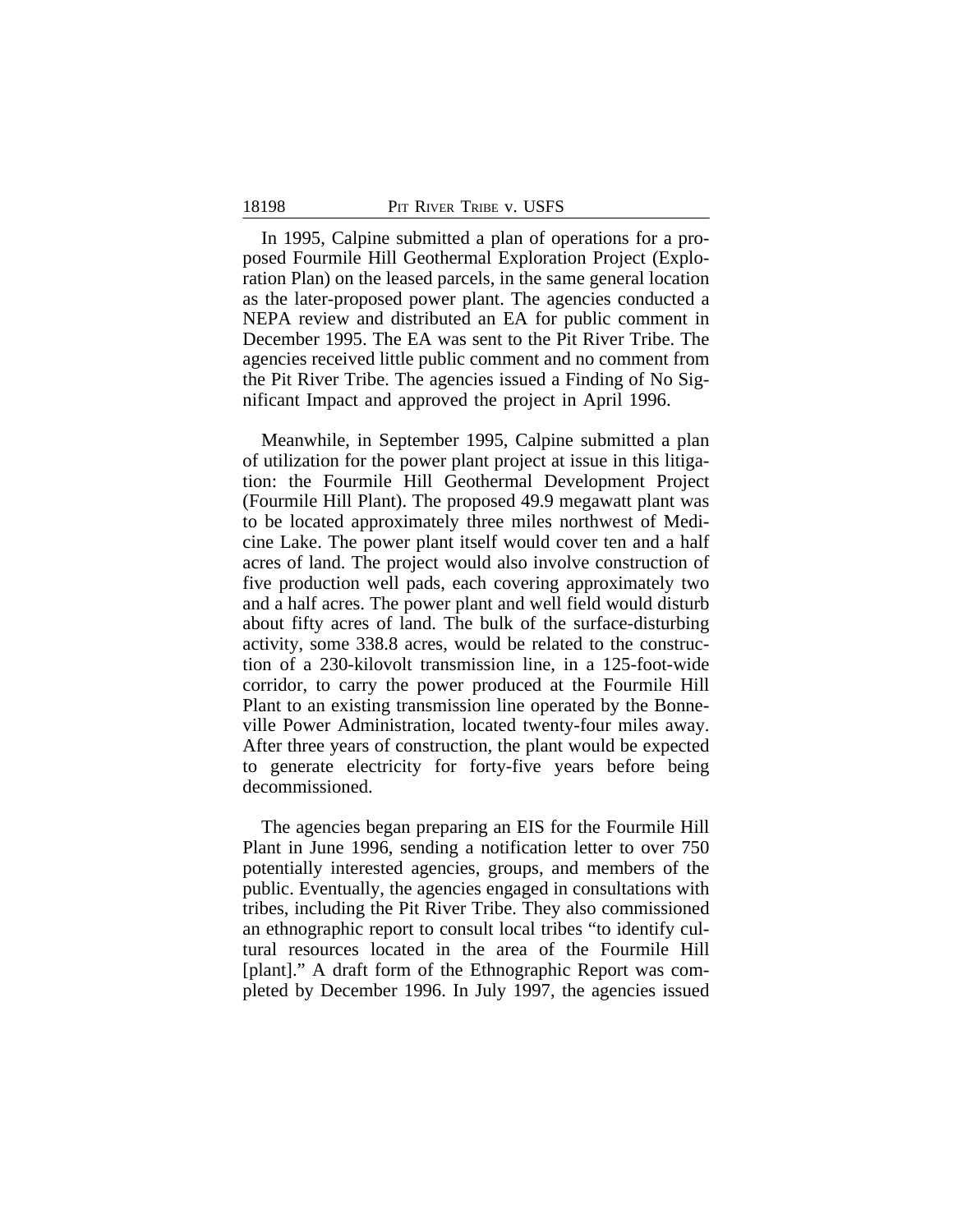In 1995, Calpine submitted a plan of operations for a proposed Fourmile Hill Geothermal Exploration Project (Exploration Plan) on the leased parcels, in the same general location as the later-proposed power plant. The agencies conducted a NEPA review and distributed an EA for public comment in December 1995. The EA was sent to the Pit River Tribe. The agencies received little public comment and no comment from the Pit River Tribe. The agencies issued a Finding of No Significant Impact and approved the project in April 1996.

Meanwhile, in September 1995, Calpine submitted a plan of utilization for the power plant project at issue in this litigation: the Fourmile Hill Geothermal Development Project (Fourmile Hill Plant). The proposed 49.9 megawatt plant was to be located approximately three miles northwest of Medicine Lake. The power plant itself would cover ten and a half acres of land. The project would also involve construction of five production well pads, each covering approximately two and a half acres. The power plant and well field would disturb about fifty acres of land. The bulk of the surface-disturbing activity, some 338.8 acres, would be related to the construction of a 230-kilovolt transmission line, in a 125-foot-wide corridor, to carry the power produced at the Fourmile Hill Plant to an existing transmission line operated by the Bonneville Power Administration, located twenty-four miles away. After three years of construction, the plant would be expected to generate electricity for forty-five years before being decommissioned.

The agencies began preparing an EIS for the Fourmile Hill Plant in June 1996, sending a notification letter to over 750 potentially interested agencies, groups, and members of the public. Eventually, the agencies engaged in consultations with tribes, including the Pit River Tribe. They also commissioned an ethnographic report to consult local tribes "to identify cultural resources located in the area of the Fourmile Hill [plant]." A draft form of the Ethnographic Report was completed by December 1996. In July 1997, the agencies issued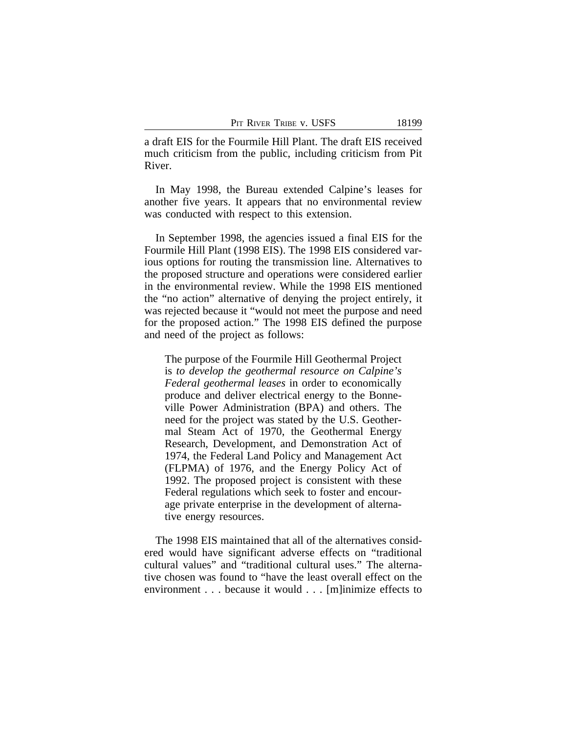a draft EIS for the Fourmile Hill Plant. The draft EIS received much criticism from the public, including criticism from Pit River.

In May 1998, the Bureau extended Calpine's leases for another five years. It appears that no environmental review was conducted with respect to this extension.

In September 1998, the agencies issued a final EIS for the Fourmile Hill Plant (1998 EIS). The 1998 EIS considered various options for routing the transmission line. Alternatives to the proposed structure and operations were considered earlier in the environmental review. While the 1998 EIS mentioned the "no action" alternative of denying the project entirely, it was rejected because it "would not meet the purpose and need for the proposed action." The 1998 EIS defined the purpose and need of the project as follows:

> The purpose of the Fourmile Hill Geothermal Project is *to develop the geothermal resource on Calpine's Federal geothermal leases* in order to economically produce and deliver electrical energy to the Bonneville Power Administration (BPA) and others. The need for the project was stated by the U.S. Geothermal Steam Act of 1970, the Geothermal Energy Research, Development, and Demonstration Act of 1974, the Federal Land Policy and Management Act (FLPMA) of 1976, and the Energy Policy Act of 1992. The proposed project is consistent with these Federal regulations which seek to foster and encourage private enterprise in the development of alternative energy resources.

The 1998 EIS maintained that all of the alternatives considered would have significant adverse effects on "traditional cultural values" and "traditional cultural uses." The alternative chosen was found to "have the least overall effect on the environment . . . because it would . . . [m]inimize effects to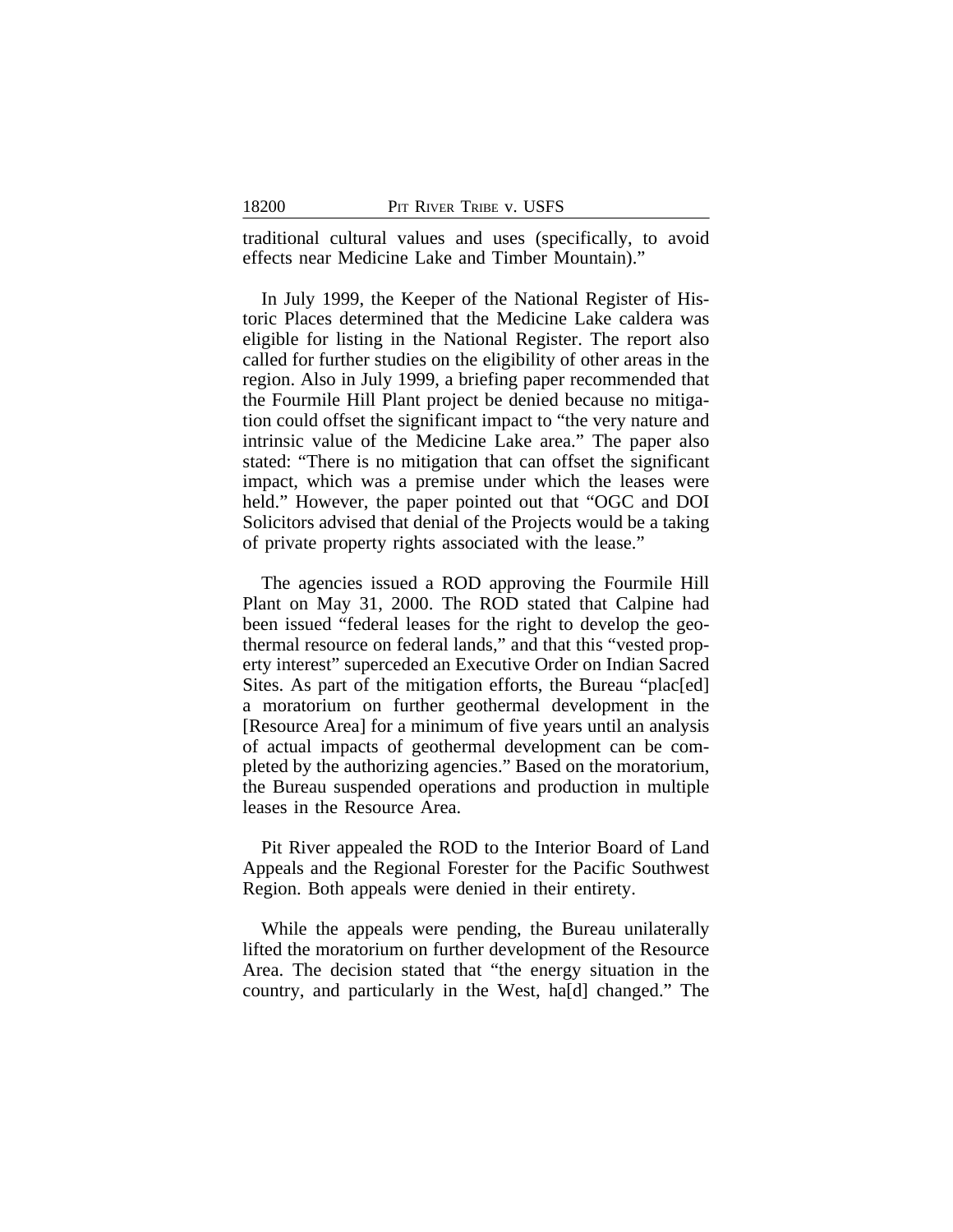traditional cultural values and uses (specifically, to avoid effects near Medicine Lake and Timber Mountain)."

In July 1999, the Keeper of the National Register of Historic Places determined that the Medicine Lake caldera was eligible for listing in the National Register. The report also called for further studies on the eligibility of other areas in the region. Also in July 1999, a briefing paper recommended that the Fourmile Hill Plant project be denied because no mitigation could offset the significant impact to "the very nature and intrinsic value of the Medicine Lake area." The paper also stated: "There is no mitigation that can offset the significant impact, which was a premise under which the leases were held." However, the paper pointed out that "OGC and DOI Solicitors advised that denial of the Projects would be a taking of private property rights associated with the lease."

The agencies issued a ROD approving the Fourmile Hill Plant on May 31, 2000. The ROD stated that Calpine had been issued "federal leases for the right to develop the geothermal resource on federal lands," and that this "vested property interest" superceded an Executive Order on Indian Sacred Sites. As part of the mitigation efforts, the Bureau "plac[ed] a moratorium on further geothermal development in the [Resource Area] for a minimum of five years until an analysis of actual impacts of geothermal development can be completed by the authorizing agencies." Based on the moratorium, the Bureau suspended operations and production in multiple leases in the Resource Area.

Pit River appealed the ROD to the Interior Board of Land Appeals and the Regional Forester for the Pacific Southwest Region. Both appeals were denied in their entirety.

While the appeals were pending, the Bureau unilaterally lifted the moratorium on further development of the Resource Area. The decision stated that "the energy situation in the country, and particularly in the West, ha[d] changed." The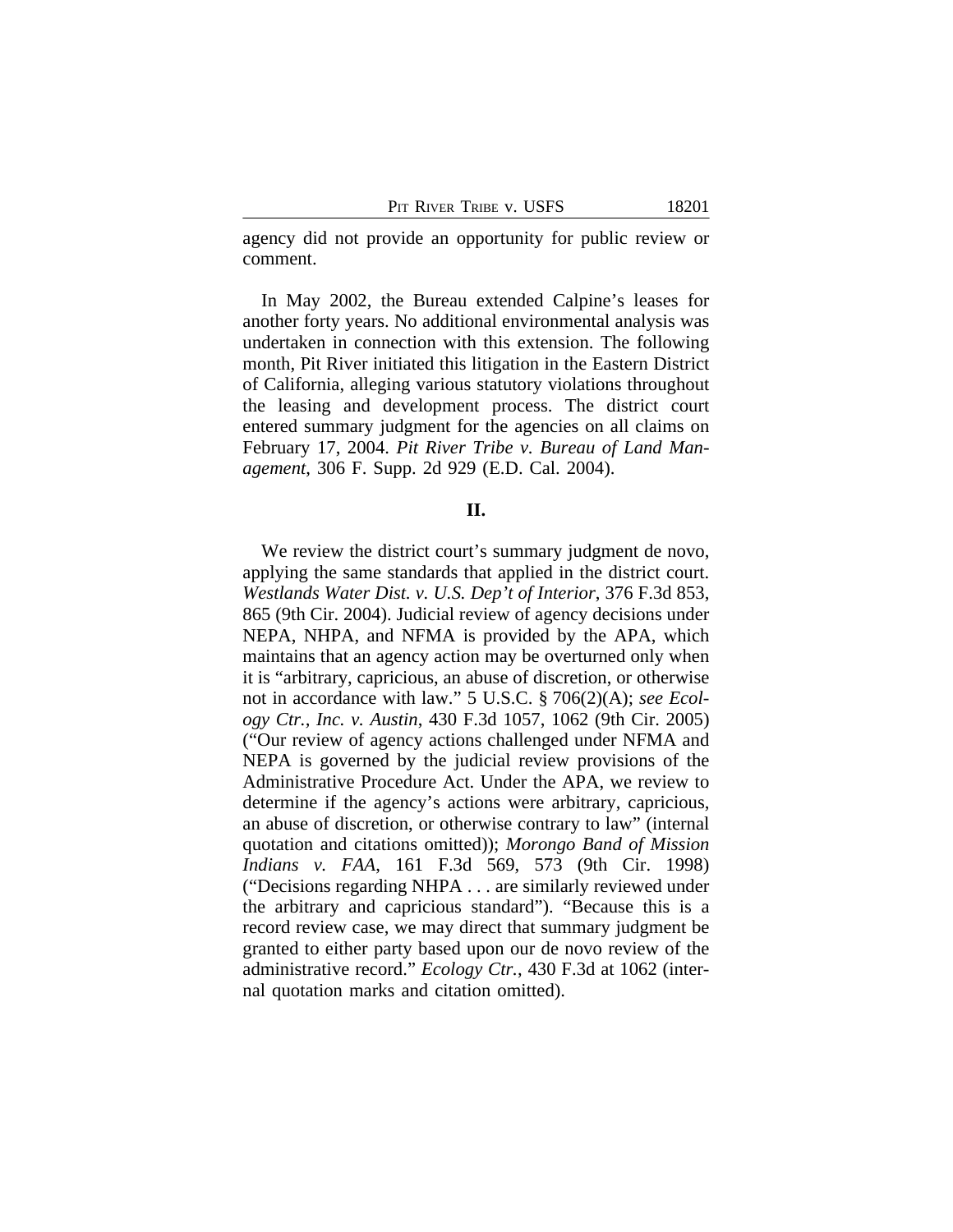agency did not provide an opportunity for public review or comment.

In May 2002, the Bureau extended Calpine's leases for another forty years. No additional environmental analysis was undertaken in connection with this extension. The following month, Pit River initiated this litigation in the Eastern District of California, alleging various statutory violations throughout the leasing and development process. The district court entered summary judgment for the agencies on all claims on February 17, 2004. *Pit River Tribe v. Bureau of Land Management*, 306 F. Supp. 2d 929 (E.D. Cal. 2004).

## II.

We review the district court's summary judgment de novo, applying the same standards that applied in the district court. *Westlands Water Dist. v. U.S. Dep't of Interior*, 376 F.3d 853, 865 (9th Cir. 2004). Judicial review of agency decisions under NEPA, NHPA, and NFMA is provided by the APA, which maintains that an agency action may be overturned only when it is "arbitrary, capricious, an abuse of discretion, or otherwise not in accordance with law." 5 U.S.C. § 706(2)(A); *see Ecology Ctr., Inc. v. Austin*, 430 F.3d 1057, 1062 (9th Cir. 2005) ("Our review of agency actions challenged under NFMA and NEPA is governed by the judicial review provisions of the Administrative Procedure Act. Under the APA, we review to determine if the agency's actions were arbitrary, capricious, an abuse of discretion, or otherwise contrary to law" (internal quotation and citations omitted)); *Morongo Band of Mission Indians v. FAA*, 161 F.3d 569, 573 (9th Cir. 1998) ("Decisions regarding NHPA . . . are similarly reviewed under the arbitrary and capricious standard"). "Because this is a record review case, we may direct that summary judgment be granted to either party based upon our de novo review of the administrative record." *Ecology Ctr.*, 430 F.3d at 1062 (internal quotation marks and citation omitted).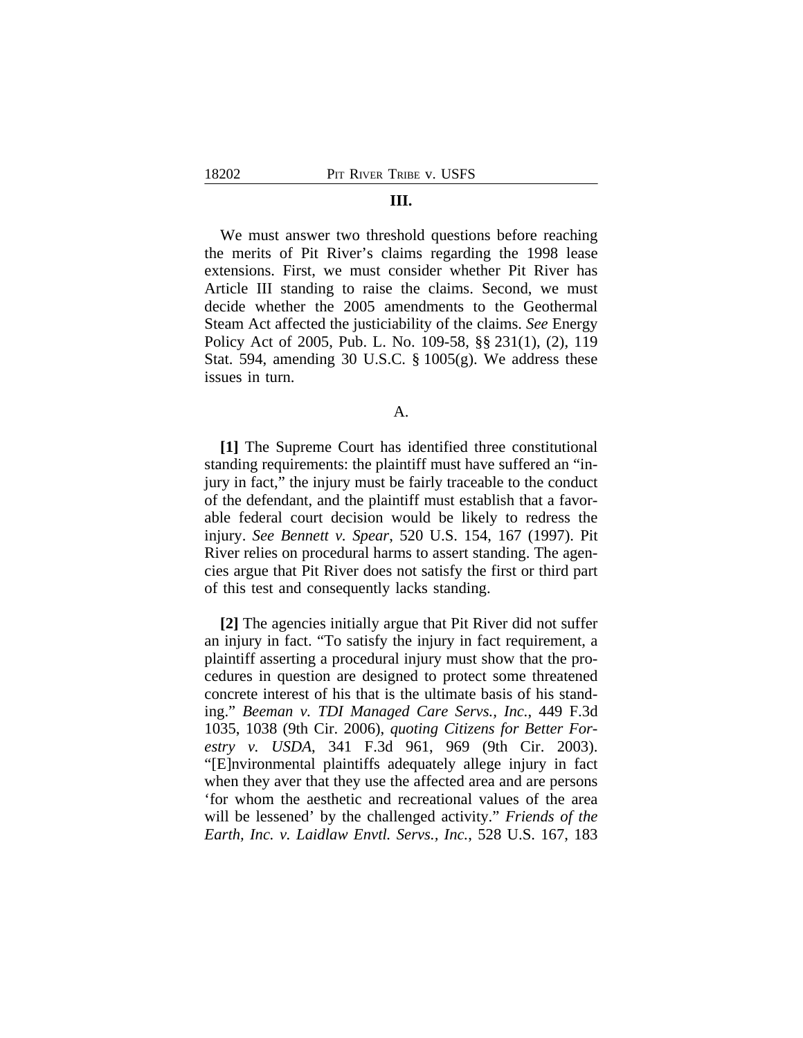### III.

We must answer two threshold questions before reaching the merits of Pit River's claims regarding the 1998 lease extensions. First, we must consider whether Pit River has Article III standing to raise the claims. Second, we must decide whether the 2005 amendments to the Geothermal Steam Act affected the justiciability of the claims. *See* Energy Policy Act of 2005, Pub. L. No. 109-58, §§ 231(1), (2), 119 Stat. 594, amending 30 U.S.C. § 1005(g). We address these issues in turn.

#### A.

**[1]** The Supreme Court has identified three constitutional standing requirements: the plaintiff must have suffered an "injury in fact," the injury must be fairly traceable to the conduct of the defendant, and the plaintiff must establish that a favorable federal court decision would be likely to redress the injury. *See Bennett v. Spear*, 520 U.S. 154, 167 (1997). Pit River relies on procedural harms to assert standing. The agencies argue that Pit River does not satisfy the first or third part of this test and consequently lacks standing.

**[2]** The agencies initially argue that Pit River did not suffer an injury in fact. "To satisfy the injury in fact requirement, a plaintiff asserting a procedural injury must show that the procedures in question are designed to protect some threatened concrete interest of his that is the ultimate basis of his standing." *Beeman v. TDI Managed Care Servs., Inc.*, 449 F.3d 1035, 1038 (9th Cir. 2006), *quoting Citizens for Better Forestry v. USDA*, 341 F.3d 961, 969 (9th Cir. 2003). "[E]nvironmental plaintiffs adequately allege injury in fact when they aver that they use the affected area and are persons 'for whom the aesthetic and recreational values of the area will be lessened' by the challenged activity." *Friends of the Earth, Inc. v. Laidlaw Envtl. Servs., Inc.*, 528 U.S. 167, 183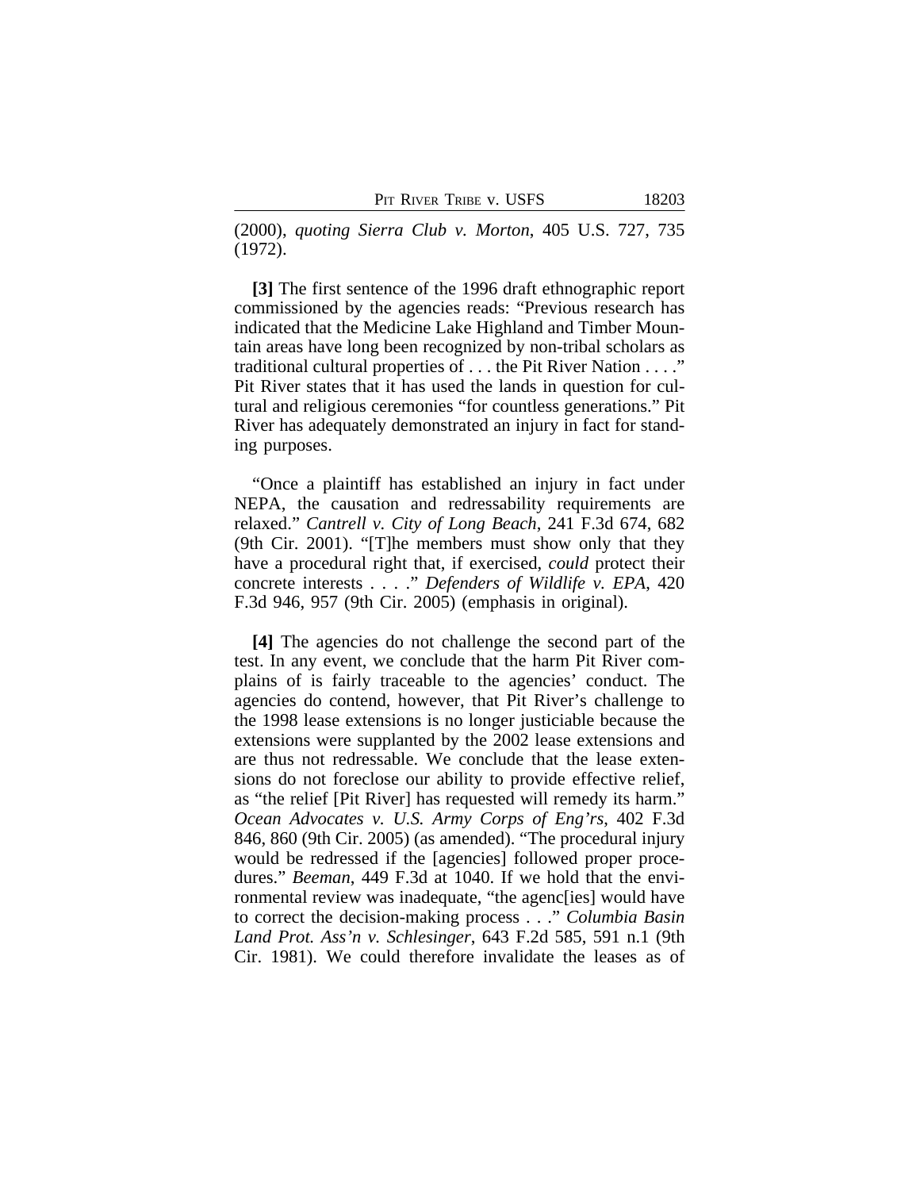(2000), *quoting Sierra Club v. Morton*, 405 U.S. 727, 735 (1972).

**[3]** The first sentence of the 1996 draft ethnographic report commissioned by the agencies reads: "Previous research has indicated that the Medicine Lake Highland and Timber Mountain areas have long been recognized by non-tribal scholars as traditional cultural properties of . . . the Pit River Nation . . . ." Pit River states that it has used the lands in question for cultural and religious ceremonies "for countless generations." Pit River has adequately demonstrated an injury in fact for standing purposes.

"Once a plaintiff has established an injury in fact under NEPA, the causation and redressability requirements are relaxed." *Cantrell v. City of Long Beach*, 241 F.3d 674, 682 (9th Cir. 2001). "[T]he members must show only that they have a procedural right that, if exercised, *could* protect their concrete interests . . . ." *Defenders of Wildlife v. EPA*, 420 F.3d 946, 957 (9th Cir. 2005) (emphasis in original).

**[4]** The agencies do not challenge the second part of the test. In any event, we conclude that the harm Pit River complains of is fairly traceable to the agencies' conduct. The agencies do contend, however, that Pit River's challenge to the 1998 lease extensions is no longer justiciable because the extensions were supplanted by the 2002 lease extensions and are thus not redressable. We conclude that the lease extensions do not foreclose our ability to provide effective relief, as "the relief [Pit River] has requested will remedy its harm." *Ocean Advocates v. U.S. Army Corps of Eng'rs*, 402 F.3d 846, 860 (9th Cir. 2005) (as amended). "The procedural injury would be redressed if the [agencies] followed proper procedures." *Beeman*, 449 F.3d at 1040. If we hold that the environmental review was inadequate, "the agenc[ies] would have to correct the decision-making process . . ." *Columbia Basin Land Prot. Ass'n v. Schlesinger*, 643 F.2d 585, 591 n.1 (9th Cir. 1981). We could therefore invalidate the leases as of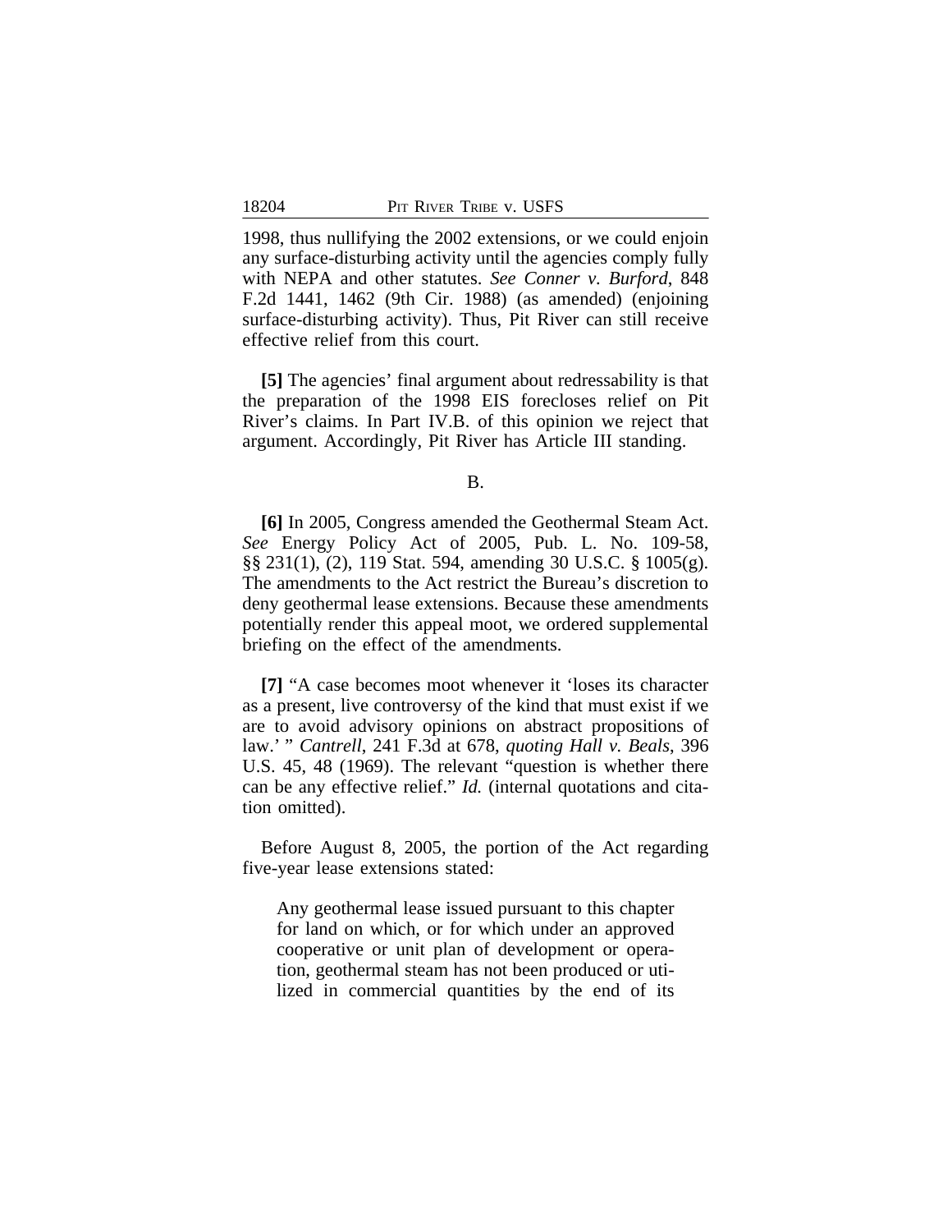1998, thus nullifying the 2002 extensions, or we could enjoin any surface-disturbing activity until the agencies comply fully with NEPA and other statutes. *See Conner v. Burford*, 848 F.2d 1441, 1462 (9th Cir. 1988) (as amended) (enjoining surface-disturbing activity). Thus, Pit River can still receive effective relief from this court.

**[5]** The agencies' final argument about redressability is that the preparation of the 1998 EIS forecloses relief on Pit River's claims. In Part IV.B. of this opinion we reject that argument. Accordingly, Pit River has Article III standing.

B.

**[6]** In 2005, Congress amended the Geothermal Steam Act. *See* Energy Policy Act of 2005, Pub. L. No. 109-58, §§ 231(1), (2), 119 Stat. 594, amending 30 U.S.C. § 1005(g). The amendments to the Act restrict the Bureau's discretion to deny geothermal lease extensions. Because these amendments potentially render this appeal moot, we ordered supplemental briefing on the effect of the amendments.

**[7]** "A case becomes moot whenever it 'loses its character as a present, live controversy of the kind that must exist if we are to avoid advisory opinions on abstract propositions of law.' " *Cantrell*, 241 F.3d at 678, *quoting Hall v. Beals*, 396 U.S. 45, 48 (1969). The relevant "question is whether there can be any effective relief." *Id.* (internal quotations and citation omitted).

Before August 8, 2005, the portion of the Act regarding five-year lease extensions stated:

> Any geothermal lease issued pursuant to this chapter for land on which, or for which under an approved cooperative or unit plan of development or operation, geothermal steam has not been produced or utilized in commercial quantities by the end of its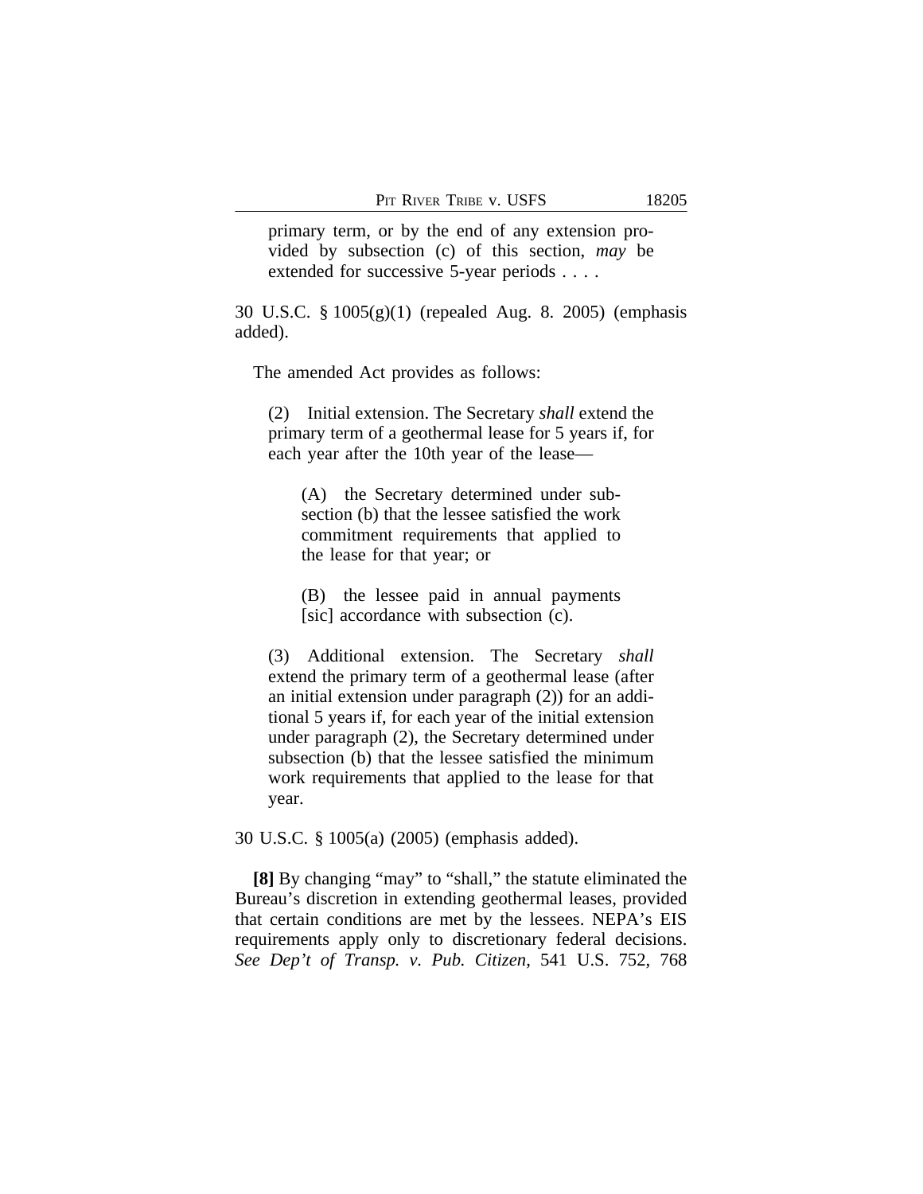> primary term, or by the end of any extension provided by subsection (c) of this section, *may* be extended for successive 5-year periods . . . .

30 U.S.C. § 1005(g)(1) (repealed Aug. 8. 2005) (emphasis added).

The amended Act provides as follows:

> (2) Initial extension. The Secretary *shall* extend the primary term of a geothermal lease for 5 years if, for each year after the 10th year of the lease—
>
> > (A) the Secretary determined under subsection (b) that the lessee satisfied the work commitment requirements that applied to the lease for that year; or
> >
> > (B) the lessee paid in annual payments [sic] accordance with subsection (c).
>
> (3) Additional extension. The Secretary *shall* extend the primary term of a geothermal lease (after an initial extension under paragraph (2)) for an additional 5 years if, for each year of the initial extension under paragraph (2), the Secretary determined under subsection (b) that the lessee satisfied the minimum work requirements that applied to the lease for that year.

30 U.S.C. § 1005(a) (2005) (emphasis added).

**[8]** By changing "may" to "shall," the statute eliminated the Bureau's discretion in extending geothermal leases, provided that certain conditions are met by the lessees. NEPA's EIS requirements apply only to discretionary federal decisions. *See Dep't of Transp. v. Pub. Citizen*, 541 U.S. 752, 768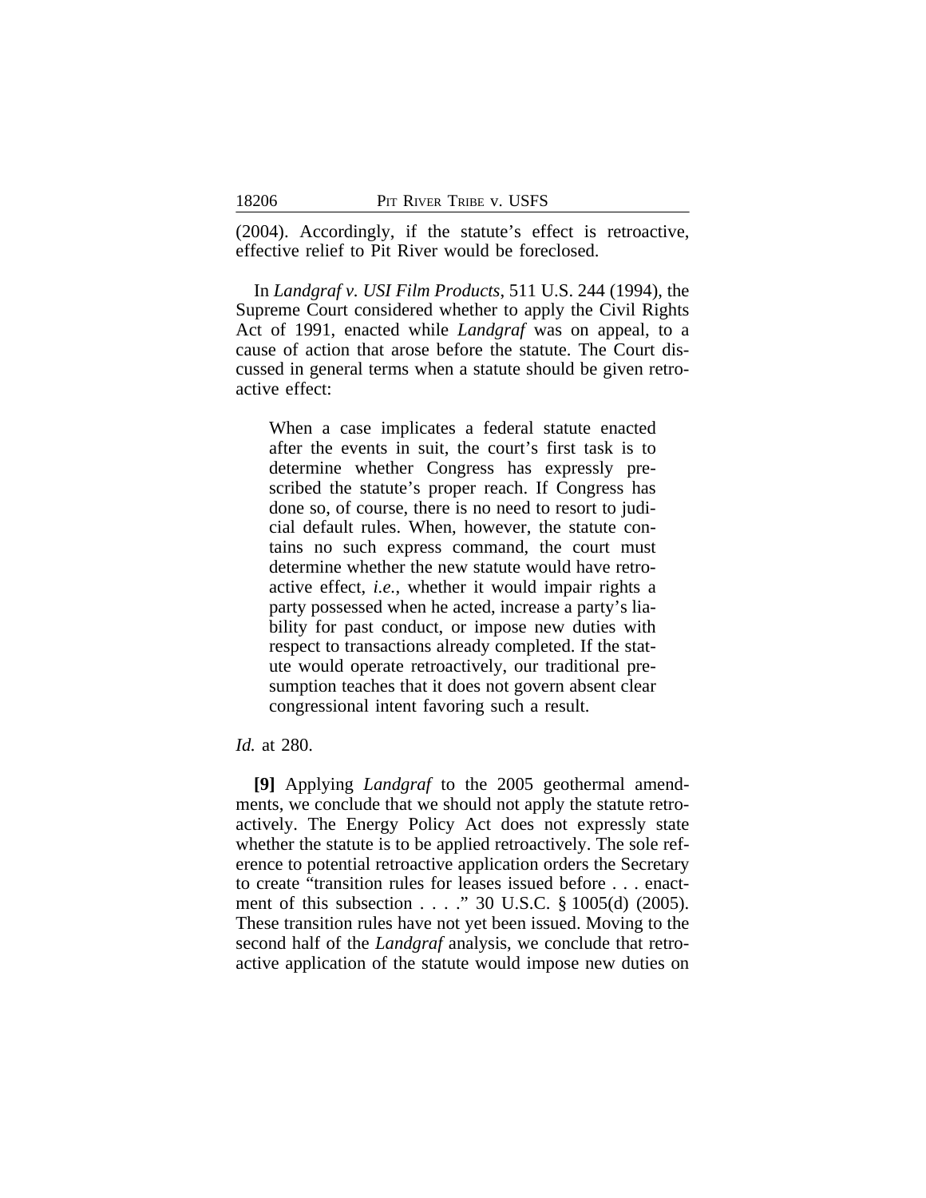(2004). Accordingly, if the statute's effect is retroactive, effective relief to Pit River would be foreclosed.

In *Landgraf v. USI Film Products*, 511 U.S. 244 (1994), the Supreme Court considered whether to apply the Civil Rights Act of 1991, enacted while *Landgraf* was on appeal, to a cause of action that arose before the statute. The Court discussed in general terms when a statute should be given retroactive effect:

> When a case implicates a federal statute enacted after the events in suit, the court's first task is to determine whether Congress has expressly prescribed the statute's proper reach. If Congress has done so, of course, there is no need to resort to judicial default rules. When, however, the statute contains no such express command, the court must determine whether the new statute would have retroactive effect, *i.e.*, whether it would impair rights a party possessed when he acted, increase a party's liability for past conduct, or impose new duties with respect to transactions already completed. If the statute would operate retroactively, our traditional presumption teaches that it does not govern absent clear congressional intent favoring such a result.

*Id.* at 280.

**[9]** Applying *Landgraf* to the 2005 geothermal amendments, we conclude that we should not apply the statute retroactively. The Energy Policy Act does not expressly state whether the statute is to be applied retroactively. The sole reference to potential retroactive application orders the Secretary to create "transition rules for leases issued before . . . enactment of this subsection . . . ." 30 U.S.C. § 1005(d) (2005). These transition rules have not yet been issued. Moving to the second half of the *Landgraf* analysis, we conclude that retroactive application of the statute would impose new duties on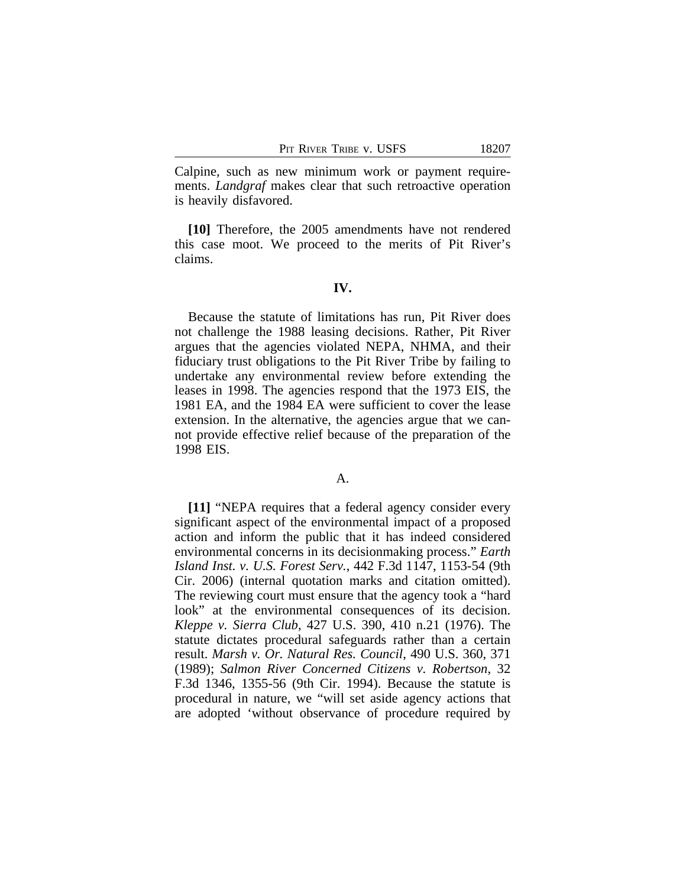Calpine, such as new minimum work or payment requirements. *Landgraf* makes clear that such retroactive operation is heavily disfavored.

**[10]** Therefore, the 2005 amendments have not rendered this case moot. We proceed to the merits of Pit River's claims.

## IV.

Because the statute of limitations has run, Pit River does not challenge the 1988 leasing decisions. Rather, Pit River argues that the agencies violated NEPA, NHMA, and their fiduciary trust obligations to the Pit River Tribe by failing to undertake any environmental review before extending the leases in 1998. The agencies respond that the 1973 EIS, the 1981 EA, and the 1984 EA were sufficient to cover the lease extension. In the alternative, the agencies argue that we cannot provide effective relief because of the preparation of the 1998 EIS.

### A.

**[11]** "NEPA requires that a federal agency consider every significant aspect of the environmental impact of a proposed action and inform the public that it has indeed considered environmental concerns in its decisionmaking process." *Earth Island Inst. v. U.S. Forest Serv.*, 442 F.3d 1147, 1153-54 (9th Cir. 2006) (internal quotation marks and citation omitted). The reviewing court must ensure that the agency took a "hard look" at the environmental consequences of its decision. *Kleppe v. Sierra Club*, 427 U.S. 390, 410 n.21 (1976). The statute dictates procedural safeguards rather than a certain result. *Marsh v. Or. Natural Res. Council*, 490 U.S. 360, 371 (1989); *Salmon River Concerned Citizens v. Robertson*, 32 F.3d 1346, 1355-56 (9th Cir. 1994). Because the statute is procedural in nature, we "will set aside agency actions that are adopted 'without observance of procedure required by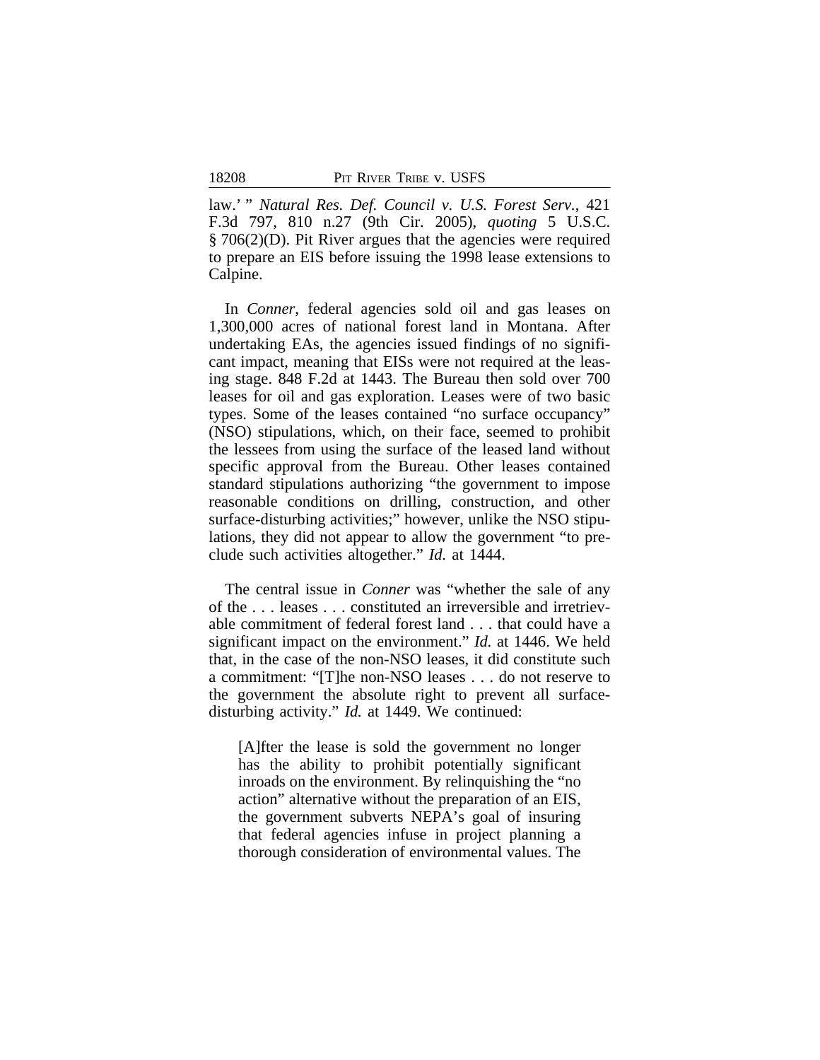law.' " *Natural Res. Def. Council v. U.S. Forest Serv.*, 421 F.3d 797, 810 n.27 (9th Cir. 2005), *quoting* 5 U.S.C. § 706(2)(D). Pit River argues that the agencies were required to prepare an EIS before issuing the 1998 lease extensions to Calpine.

In *Conner*, federal agencies sold oil and gas leases on 1,300,000 acres of national forest land in Montana. After undertaking EAs, the agencies issued findings of no significant impact, meaning that EISs were not required at the leasing stage. 848 F.2d at 1443. The Bureau then sold over 700 leases for oil and gas exploration. Leases were of two basic types. Some of the leases contained "no surface occupancy" (NSO) stipulations, which, on their face, seemed to prohibit the lessees from using the surface of the leased land without specific approval from the Bureau. Other leases contained standard stipulations authorizing "the government to impose reasonable conditions on drilling, construction, and other surface-disturbing activities;" however, unlike the NSO stipulations, they did not appear to allow the government "to preclude such activities altogether." *Id.* at 1444.

The central issue in *Conner* was "whether the sale of any of the . . . leases . . . constituted an irreversible and irretrievable commitment of federal forest land . . . that could have a significant impact on the environment." *Id.* at 1446. We held that, in the case of the non-NSO leases, it did constitute such a commitment: "[T]he non-NSO leases . . . do not reserve to the government the absolute right to prevent all surface-disturbing activity." *Id.* at 1449. We continued:

> [A]fter the lease is sold the government no longer has the ability to prohibit potentially significant inroads on the environment. By relinquishing the "no action" alternative without the preparation of an EIS, the government subverts NEPA's goal of insuring that federal agencies infuse in project planning a thorough consideration of environmental values. The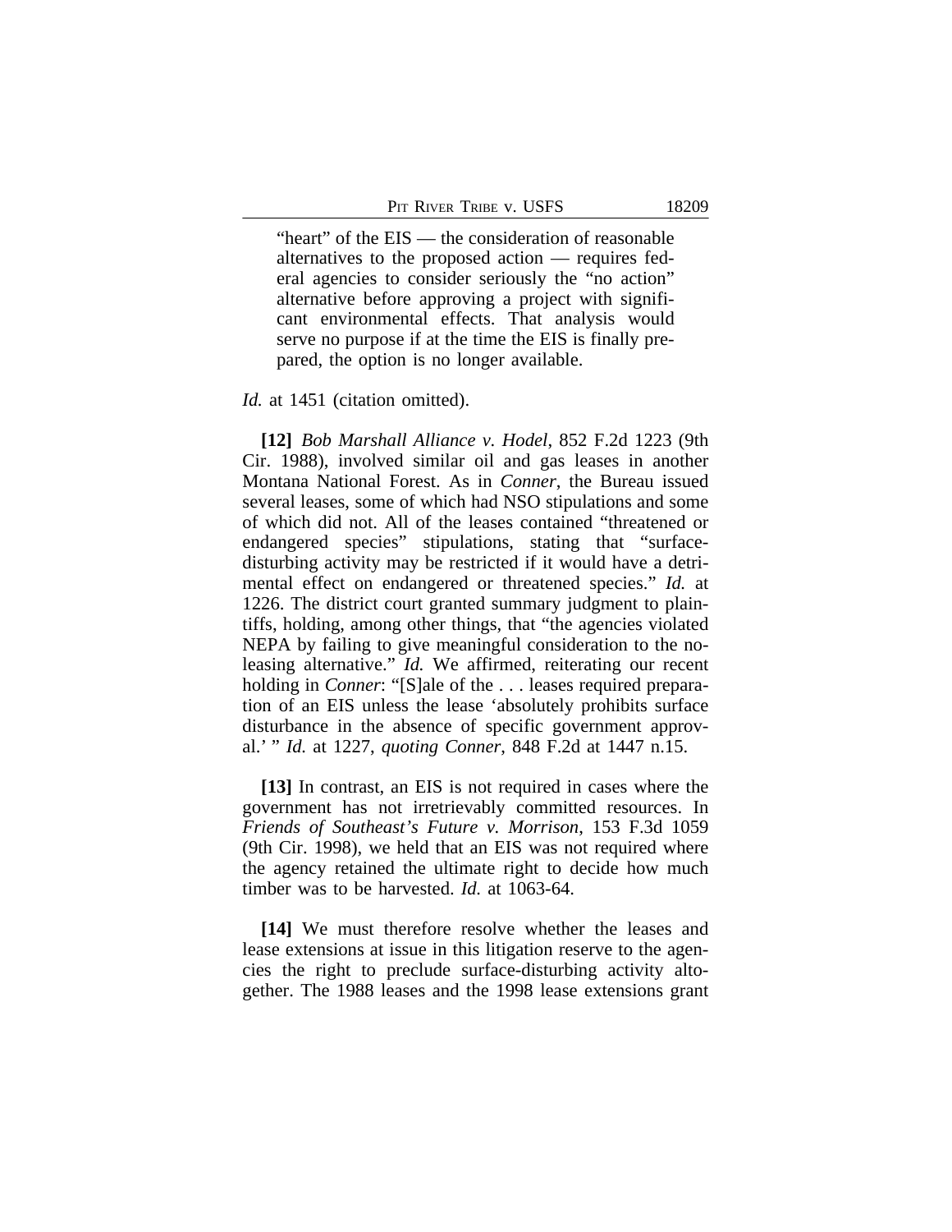> "heart" of the EIS — the consideration of reasonable alternatives to the proposed action — requires federal agencies to consider seriously the "no action" alternative before approving a project with significant environmental effects. That analysis would serve no purpose if at the time the EIS is finally prepared, the option is no longer available.

*Id.* at 1451 (citation omitted).

**[12]** *Bob Marshall Alliance v. Hodel*, 852 F.2d 1223 (9th Cir. 1988), involved similar oil and gas leases in another Montana National Forest. As in *Conner*, the Bureau issued several leases, some of which had NSO stipulations and some of which did not. All of the leases contained "threatened or endangered species" stipulations, stating that "surface-disturbing activity may be restricted if it would have a detrimental effect on endangered or threatened species." *Id.* at 1226. The district court granted summary judgment to plaintiffs, holding, among other things, that "the agencies violated NEPA by failing to give meaningful consideration to the no-leasing alternative." *Id.* We affirmed, reiterating our recent holding in *Conner*: "[S]ale of the . . . leases required preparation of an EIS unless the lease 'absolutely prohibits surface disturbance in the absence of specific government approval.' " *Id.* at 1227, *quoting Conner*, 848 F.2d at 1447 n.15.

**[13]** In contrast, an EIS is not required in cases where the government has not irretrievably committed resources. In *Friends of Southeast's Future v. Morrison*, 153 F.3d 1059 (9th Cir. 1998), we held that an EIS was not required where the agency retained the ultimate right to decide how much timber was to be harvested. *Id.* at 1063-64.

**[14]** We must therefore resolve whether the leases and lease extensions at issue in this litigation reserve to the agencies the right to preclude surface-disturbing activity altogether. The 1988 leases and the 1998 lease extensions grant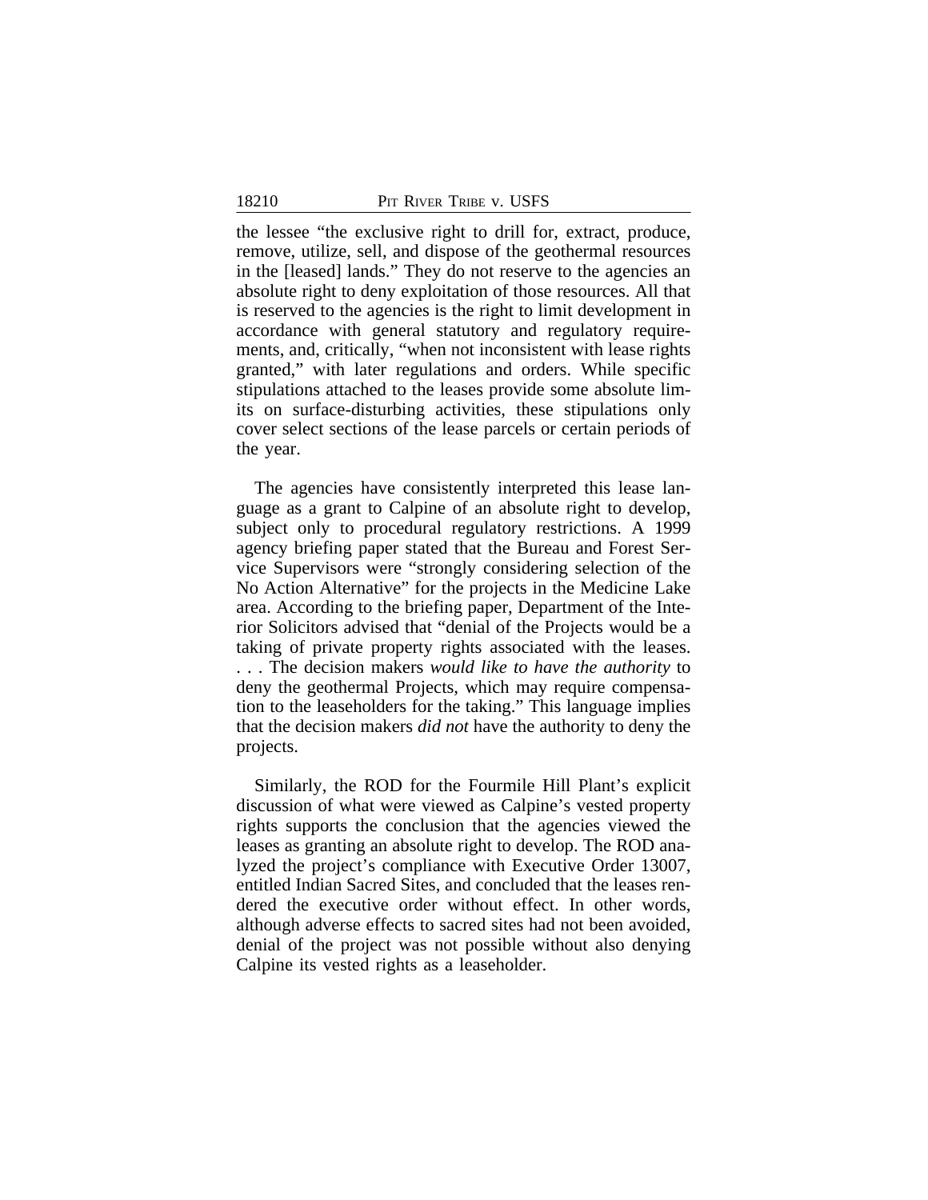the lessee "the exclusive right to drill for, extract, produce, remove, utilize, sell, and dispose of the geothermal resources in the [leased] lands." They do not reserve to the agencies an absolute right to deny exploitation of those resources. All that is reserved to the agencies is the right to limit development in accordance with general statutory and regulatory requirements, and, critically, "when not inconsistent with lease rights granted," with later regulations and orders. While specific stipulations attached to the leases provide some absolute limits on surface-disturbing activities, these stipulations only cover select sections of the lease parcels or certain periods of the year.

The agencies have consistently interpreted this lease language as a grant to Calpine of an absolute right to develop, subject only to procedural regulatory restrictions. A 1999 agency briefing paper stated that the Bureau and Forest Service Supervisors were "strongly considering selection of the No Action Alternative" for the projects in the Medicine Lake area. According to the briefing paper, Department of the Interior Solicitors advised that "denial of the Projects would be a taking of private property rights associated with the leases. . . . The decision makers *would like to have the authority* to deny the geothermal Projects, which may require compensation to the leaseholders for the taking." This language implies that the decision makers *did not* have the authority to deny the projects.

Similarly, the ROD for the Fourmile Hill Plant's explicit discussion of what were viewed as Calpine's vested property rights supports the conclusion that the agencies viewed the leases as granting an absolute right to develop. The ROD analyzed the project's compliance with Executive Order 13007, entitled Indian Sacred Sites, and concluded that the leases rendered the executive order without effect. In other words, although adverse effects to sacred sites had not been avoided, denial of the project was not possible without also denying Calpine its vested rights as a leaseholder.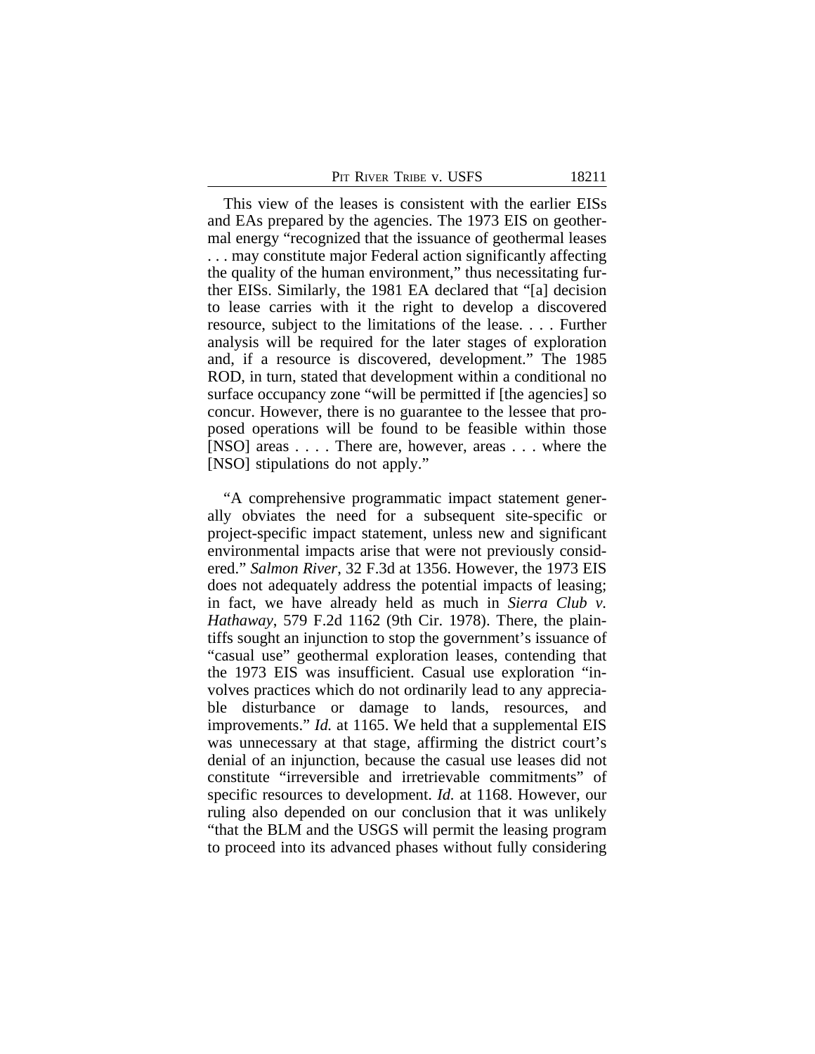This view of the leases is consistent with the earlier EISs and EAs prepared by the agencies. The 1973 EIS on geothermal energy "recognized that the issuance of geothermal leases . . . may constitute major Federal action significantly affecting the quality of the human environment," thus necessitating further EISs. Similarly, the 1981 EA declared that "[a] decision to lease carries with it the right to develop a discovered resource, subject to the limitations of the lease. . . . Further analysis will be required for the later stages of exploration and, if a resource is discovered, development." The 1985 ROD, in turn, stated that development within a conditional no surface occupancy zone "will be permitted if [the agencies] so concur. However, there is no guarantee to the lessee that proposed operations will be found to be feasible within those [NSO] areas . . . . There are, however, areas . . . where the [NSO] stipulations do not apply."

"A comprehensive programmatic impact statement generally obviates the need for a subsequent site-specific or project-specific impact statement, unless new and significant environmental impacts arise that were not previously considered." *Salmon River*, 32 F.3d at 1356. However, the 1973 EIS does not adequately address the potential impacts of leasing; in fact, we have already held as much in *Sierra Club v. Hathaway*, 579 F.2d 1162 (9th Cir. 1978). There, the plaintiffs sought an injunction to stop the government's issuance of "casual use" geothermal exploration leases, contending that the 1973 EIS was insufficient. Casual use exploration "involves practices which do not ordinarily lead to any appreciable disturbance or damage to lands, resources, and improvements." *Id.* at 1165. We held that a supplemental EIS was unnecessary at that stage, affirming the district court's denial of an injunction, because the casual use leases did not constitute "irreversible and irretrievable commitments" of specific resources to development. *Id.* at 1168. However, our ruling also depended on our conclusion that it was unlikely "that the BLM and the USGS will permit the leasing program to proceed into its advanced phases without fully considering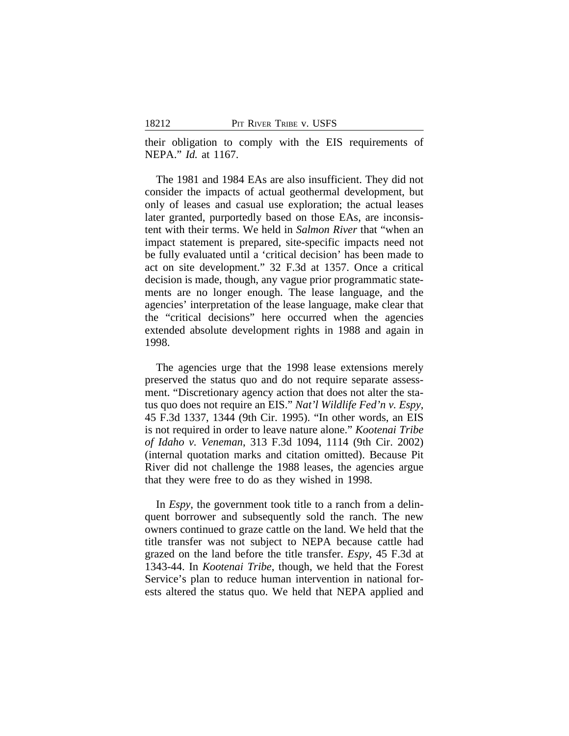their obligation to comply with the EIS requirements of NEPA." *Id.* at 1167.

The 1981 and 1984 EAs are also insufficient. They did not consider the impacts of actual geothermal development, but only of leases and casual use exploration; the actual leases later granted, purportedly based on those EAs, are inconsistent with their terms. We held in *Salmon River* that "when an impact statement is prepared, site-specific impacts need not be fully evaluated until a 'critical decision' has been made to act on site development." 32 F.3d at 1357. Once a critical decision is made, though, any vague prior programmatic statements are no longer enough. The lease language, and the agencies' interpretation of the lease language, make clear that the "critical decisions" here occurred when the agencies extended absolute development rights in 1988 and again in 1998.

The agencies urge that the 1998 lease extensions merely preserved the status quo and do not require separate assessment. "Discretionary agency action that does not alter the status quo does not require an EIS." *Nat'l Wildlife Fed'n v. Espy*, 45 F.3d 1337, 1344 (9th Cir. 1995). "In other words, an EIS is not required in order to leave nature alone." *Kootenai Tribe of Idaho v. Veneman*, 313 F.3d 1094, 1114 (9th Cir. 2002) (internal quotation marks and citation omitted). Because Pit River did not challenge the 1988 leases, the agencies argue that they were free to do as they wished in 1998.

In *Espy*, the government took title to a ranch from a delinquent borrower and subsequently sold the ranch. The new owners continued to graze cattle on the land. We held that the title transfer was not subject to NEPA because cattle had grazed on the land before the title transfer. *Espy*, 45 F.3d at 1343-44. In *Kootenai Tribe*, though, we held that the Forest Service's plan to reduce human intervention in national forests altered the status quo. We held that NEPA applied and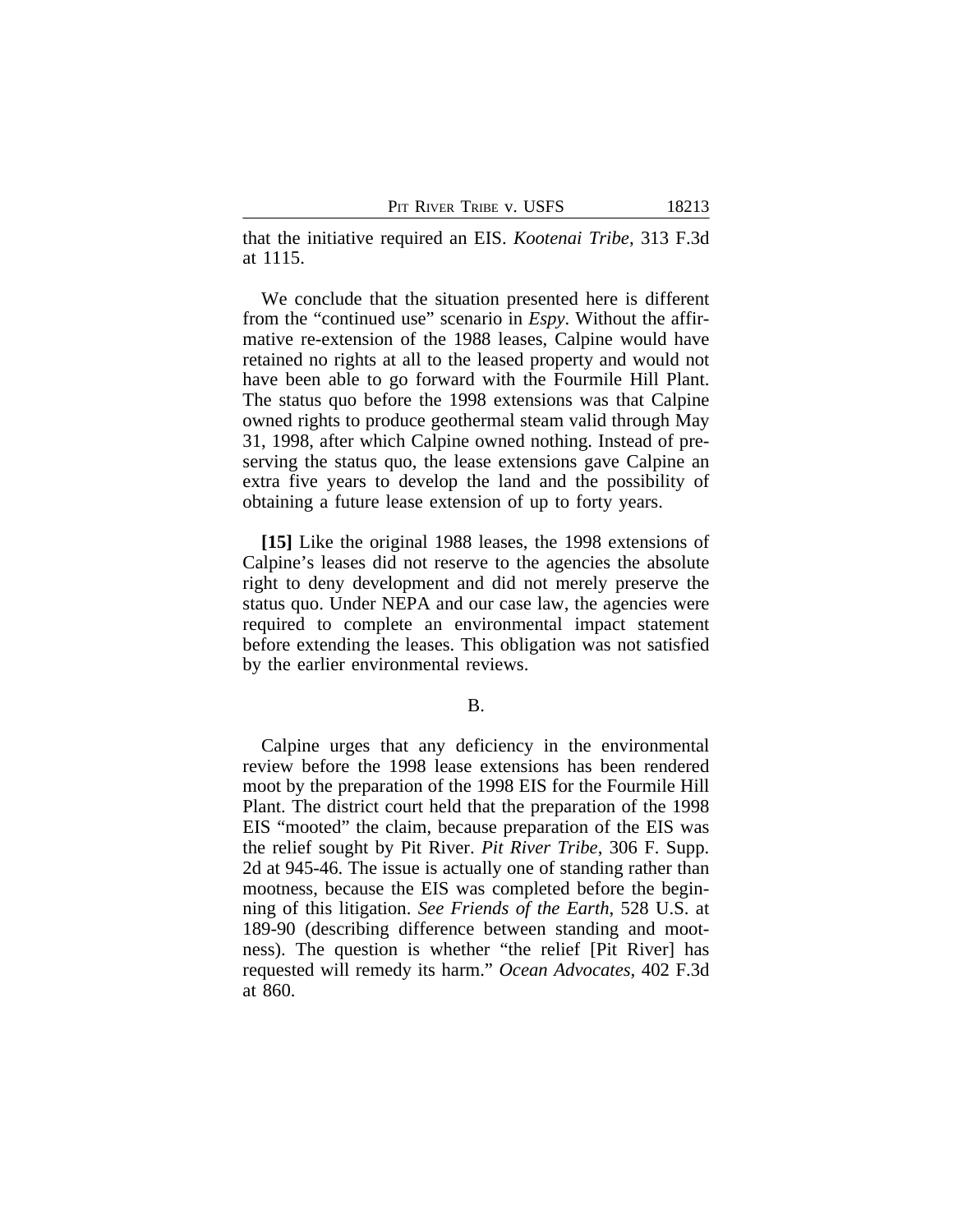that the initiative required an EIS. *Kootenai Tribe*, 313 F.3d at 1115.

We conclude that the situation presented here is different from the "continued use" scenario in *Espy*. Without the affirmative re-extension of the 1988 leases, Calpine would have retained no rights at all to the leased property and would not have been able to go forward with the Fourmile Hill Plant. The status quo before the 1998 extensions was that Calpine owned rights to produce geothermal steam valid through May 31, 1998, after which Calpine owned nothing. Instead of preserving the status quo, the lease extensions gave Calpine an extra five years to develop the land and the possibility of obtaining a future lease extension of up to forty years.

**[15]** Like the original 1988 leases, the 1998 extensions of Calpine's leases did not reserve to the agencies the absolute right to deny development and did not merely preserve the status quo. Under NEPA and our case law, the agencies were required to complete an environmental impact statement before extending the leases. This obligation was not satisfied by the earlier environmental reviews.

B.

Calpine urges that any deficiency in the environmental review before the 1998 lease extensions has been rendered moot by the preparation of the 1998 EIS for the Fourmile Hill Plant. The district court held that the preparation of the 1998 EIS "mooted" the claim, because preparation of the EIS was the relief sought by Pit River. *Pit River Tribe*, 306 F. Supp. 2d at 945-46. The issue is actually one of standing rather than mootness, because the EIS was completed before the beginning of this litigation. *See Friends of the Earth*, 528 U.S. at 189-90 (describing difference between standing and mootness). The question is whether "the relief [Pit River] has requested will remedy its harm." *Ocean Advocates*, 402 F.3d at 860.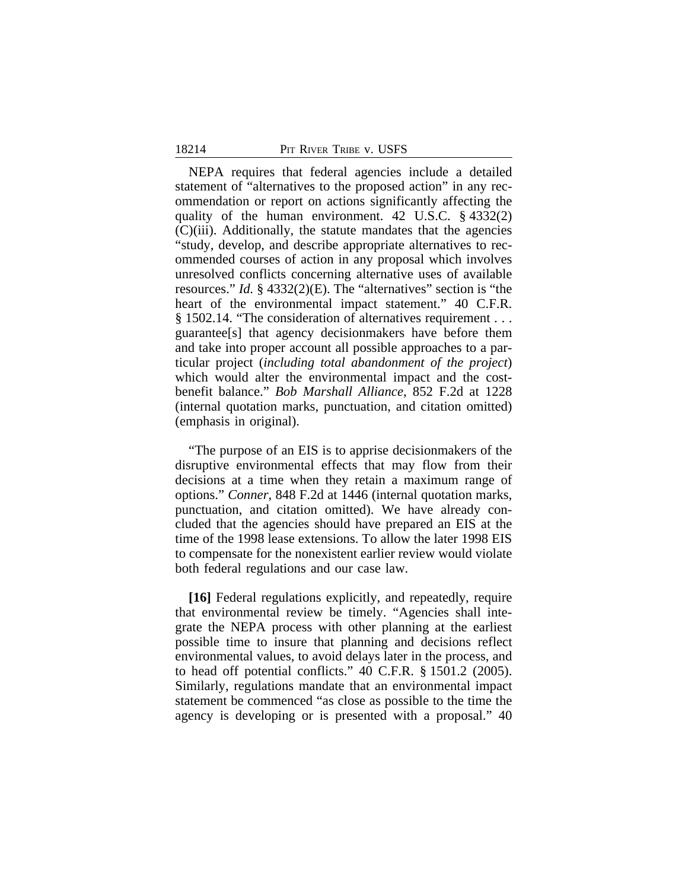NEPA requires that federal agencies include a detailed statement of "alternatives to the proposed action" in any recommendation or report on actions significantly affecting the quality of the human environment. 42 U.S.C. § 4332(2)(C)(iii). Additionally, the statute mandates that the agencies "study, develop, and describe appropriate alternatives to recommended courses of action in any proposal which involves unresolved conflicts concerning alternative uses of available resources." *Id.* § 4332(2)(E). The "alternatives" section is "the heart of the environmental impact statement." 40 C.F.R. § 1502.14. "The consideration of alternatives requirement . . . guarantee[s] that agency decisionmakers have before them and take into proper account all possible approaches to a particular project (*including total abandonment of the project*) which would alter the environmental impact and the cost-benefit balance." *Bob Marshall Alliance*, 852 F.2d at 1228 (internal quotation marks, punctuation, and citation omitted) (emphasis in original).

"The purpose of an EIS is to apprise decisionmakers of the disruptive environmental effects that may flow from their decisions at a time when they retain a maximum range of options." *Conner*, 848 F.2d at 1446 (internal quotation marks, punctuation, and citation omitted). We have already concluded that the agencies should have prepared an EIS at the time of the 1998 lease extensions. To allow the later 1998 EIS to compensate for the nonexistent earlier review would violate both federal regulations and our case law.

**[16]** Federal regulations explicitly, and repeatedly, require that environmental review be timely. "Agencies shall integrate the NEPA process with other planning at the earliest possible time to insure that planning and decisions reflect environmental values, to avoid delays later in the process, and to head off potential conflicts." 40 C.F.R. § 1501.2 (2005). Similarly, regulations mandate that an environmental impact statement be commenced "as close as possible to the time the agency is developing or is presented with a proposal." 40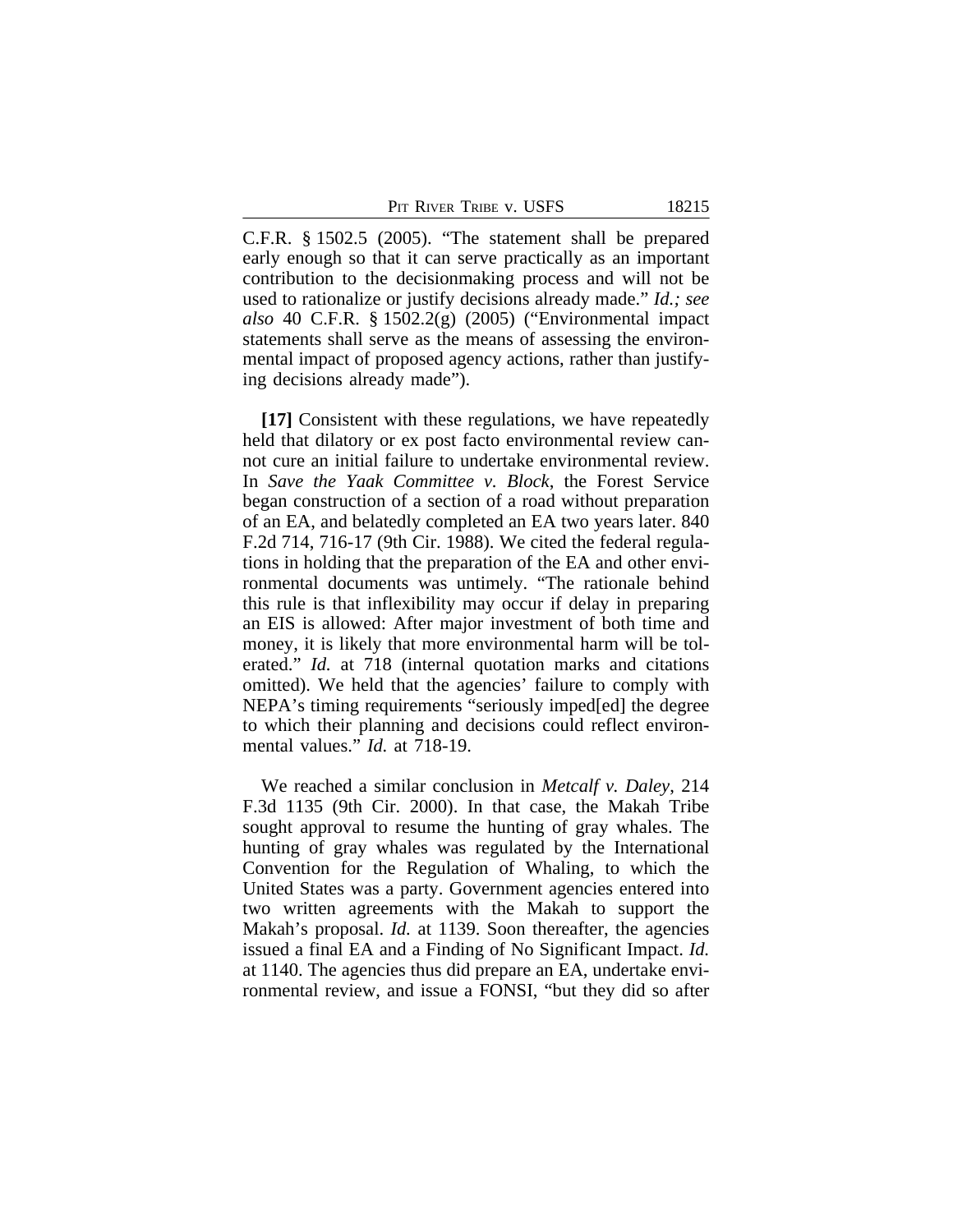C.F.R. § 1502.5 (2005). "The statement shall be prepared early enough so that it can serve practically as an important contribution to the decisionmaking process and will not be used to rationalize or justify decisions already made." *Id.; see also* 40 C.F.R. § 1502.2(g) (2005) ("Environmental impact statements shall serve as the means of assessing the environmental impact of proposed agency actions, rather than justifying decisions already made").

**[17]** Consistent with these regulations, we have repeatedly held that dilatory or ex post facto environmental review cannot cure an initial failure to undertake environmental review. In *Save the Yaak Committee v. Block*, the Forest Service began construction of a section of a road without preparation of an EA, and belatedly completed an EA two years later. 840 F.2d 714, 716-17 (9th Cir. 1988). We cited the federal regulations in holding that the preparation of the EA and other environmental documents was untimely. "The rationale behind this rule is that inflexibility may occur if delay in preparing an EIS is allowed: After major investment of both time and money, it is likely that more environmental harm will be tolerated." *Id.* at 718 (internal quotation marks and citations omitted). We held that the agencies' failure to comply with NEPA's timing requirements "seriously imped[ed] the degree to which their planning and decisions could reflect environmental values." *Id.* at 718-19.

We reached a similar conclusion in *Metcalf v. Daley*, 214 F.3d 1135 (9th Cir. 2000). In that case, the Makah Tribe sought approval to resume the hunting of gray whales. The hunting of gray whales was regulated by the International Convention for the Regulation of Whaling, to which the United States was a party. Government agencies entered into two written agreements with the Makah to support the Makah's proposal. *Id.* at 1139. Soon thereafter, the agencies issued a final EA and a Finding of No Significant Impact. *Id.* at 1140. The agencies thus did prepare an EA, undertake environmental review, and issue a FONSI, "but they did so after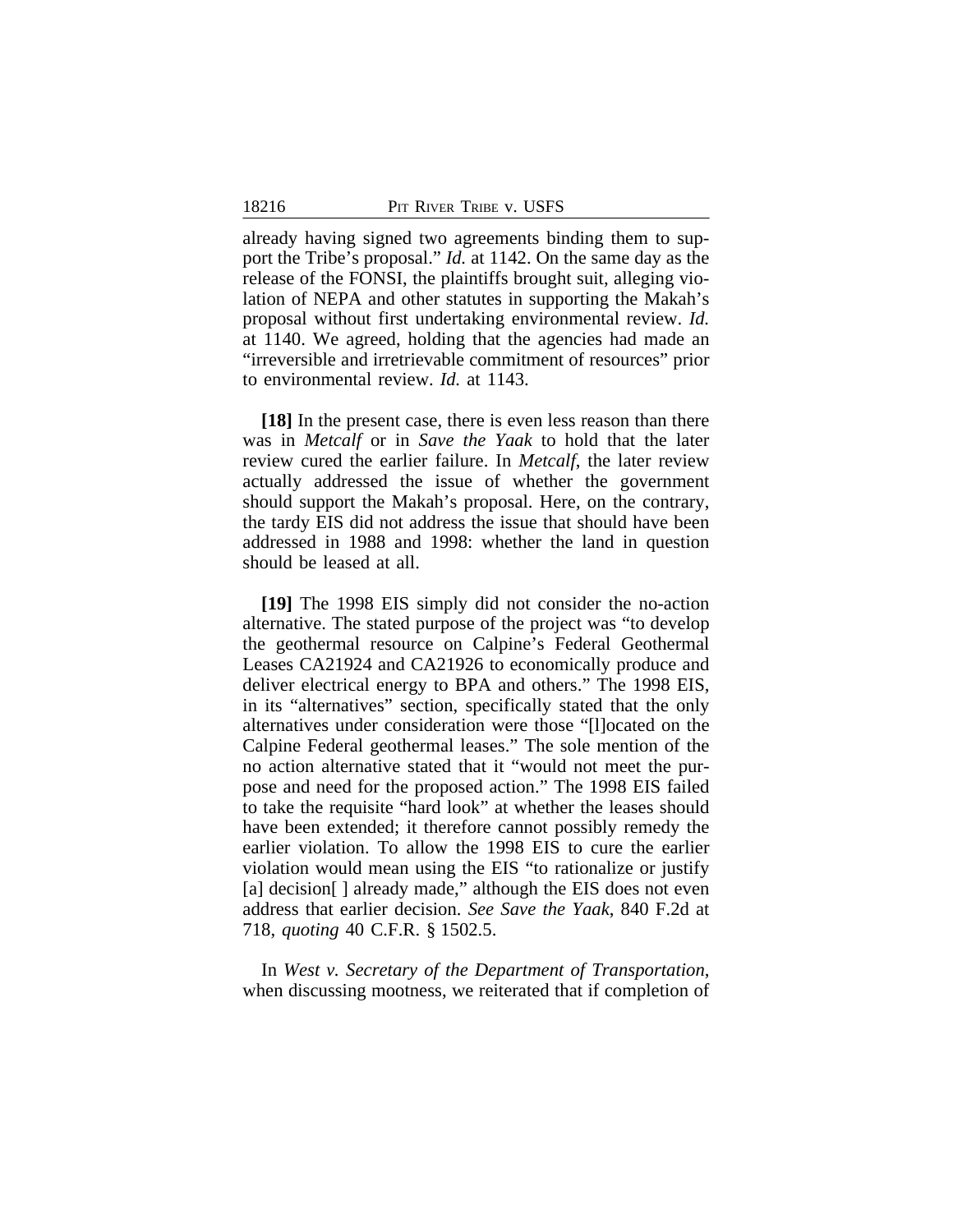already having signed two agreements binding them to support the Tribe's proposal." *Id.* at 1142. On the same day as the release of the FONSI, the plaintiffs brought suit, alleging violation of NEPA and other statutes in supporting the Makah's proposal without first undertaking environmental review. *Id.* at 1140. We agreed, holding that the agencies had made an "irreversible and irretrievable commitment of resources" prior to environmental review. *Id.* at 1143.

**[18]** In the present case, there is even less reason than there was in *Metcalf* or in *Save the Yaak* to hold that the later review cured the earlier failure. In *Metcalf*, the later review actually addressed the issue of whether the government should support the Makah's proposal. Here, on the contrary, the tardy EIS did not address the issue that should have been addressed in 1988 and 1998: whether the land in question should be leased at all.

**[19]** The 1998 EIS simply did not consider the no-action alternative. The stated purpose of the project was "to develop the geothermal resource on Calpine's Federal Geothermal Leases CA21924 and CA21926 to economically produce and deliver electrical energy to BPA and others." The 1998 EIS, in its "alternatives" section, specifically stated that the only alternatives under consideration were those "[l]ocated on the Calpine Federal geothermal leases." The sole mention of the no action alternative stated that it "would not meet the purpose and need for the proposed action." The 1998 EIS failed to take the requisite "hard look" at whether the leases should have been extended; it therefore cannot possibly remedy the earlier violation. To allow the 1998 EIS to cure the earlier violation would mean using the EIS "to rationalize or justify [a] decision[ ] already made," although the EIS does not even address that earlier decision. *See Save the Yaak*, 840 F.2d at 718, *quoting* 40 C.F.R. § 1502.5.

In *West v. Secretary of the Department of Transportation*, when discussing mootness, we reiterated that if completion of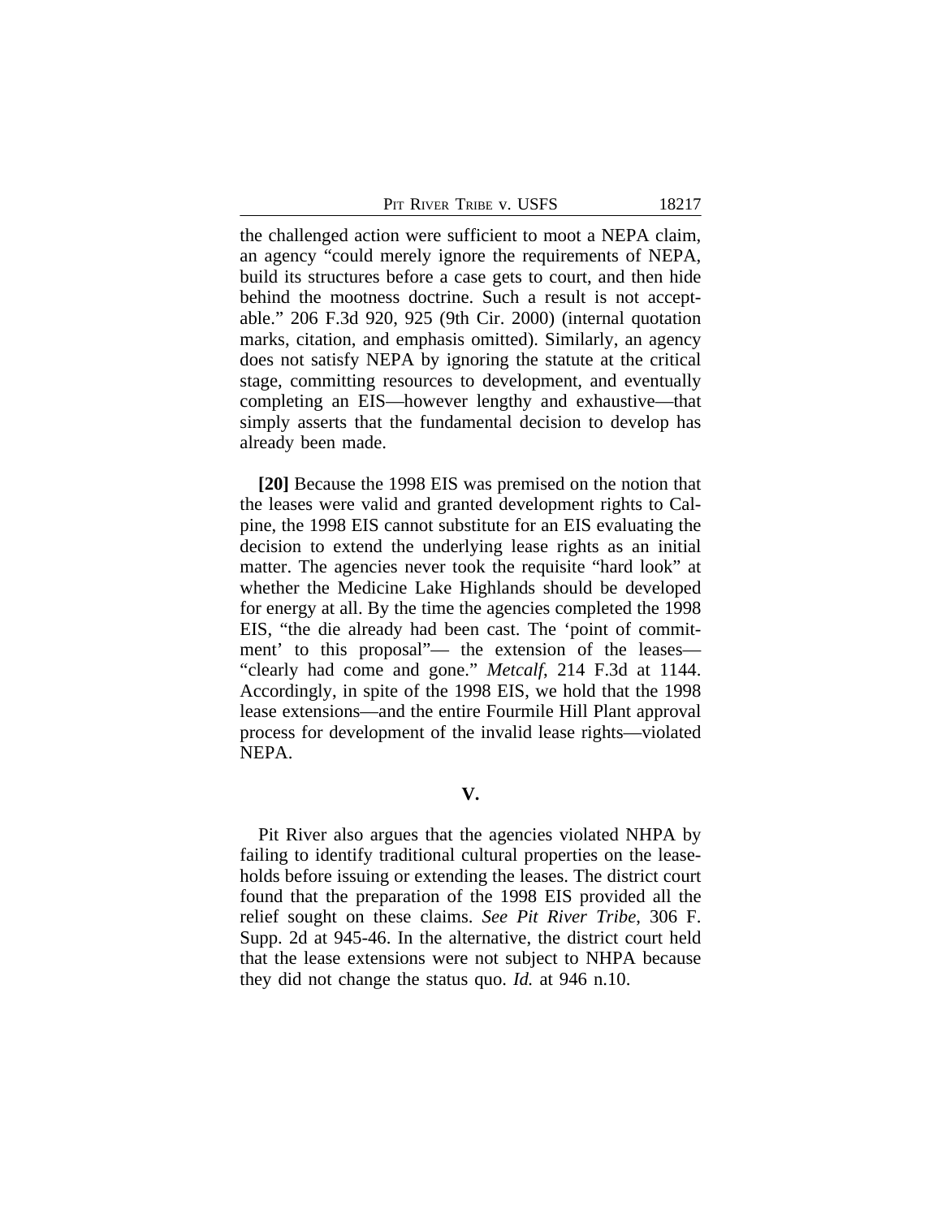the challenged action were sufficient to moot a NEPA claim, an agency "could merely ignore the requirements of NEPA, build its structures before a case gets to court, and then hide behind the mootness doctrine. Such a result is not acceptable." 206 F.3d 920, 925 (9th Cir. 2000) (internal quotation marks, citation, and emphasis omitted). Similarly, an agency does not satisfy NEPA by ignoring the statute at the critical stage, committing resources to development, and eventually completing an EIS—however lengthy and exhaustive—that simply asserts that the fundamental decision to develop has already been made.

**[20]** Because the 1998 EIS was premised on the notion that the leases were valid and granted development rights to Calpine, the 1998 EIS cannot substitute for an EIS evaluating the decision to extend the underlying lease rights as an initial matter. The agencies never took the requisite "hard look" at whether the Medicine Lake Highlands should be developed for energy at all. By the time the agencies completed the 1998 EIS, "the die already had been cast. The 'point of commitment' to this proposal"— the extension of the leases— "clearly had come and gone." *Metcalf*, 214 F.3d at 1144. Accordingly, in spite of the 1998 EIS, we hold that the 1998 lease extensions—and the entire Fourmile Hill Plant approval process for development of the invalid lease rights—violated NEPA.

## V.

Pit River also argues that the agencies violated NHPA by failing to identify traditional cultural properties on the leaseholds before issuing or extending the leases. The district court found that the preparation of the 1998 EIS provided all the relief sought on these claims. *See Pit River Tribe*, 306 F. Supp. 2d at 945-46. In the alternative, the district court held that the lease extensions were not subject to NHPA because they did not change the status quo. *Id.* at 946 n.10.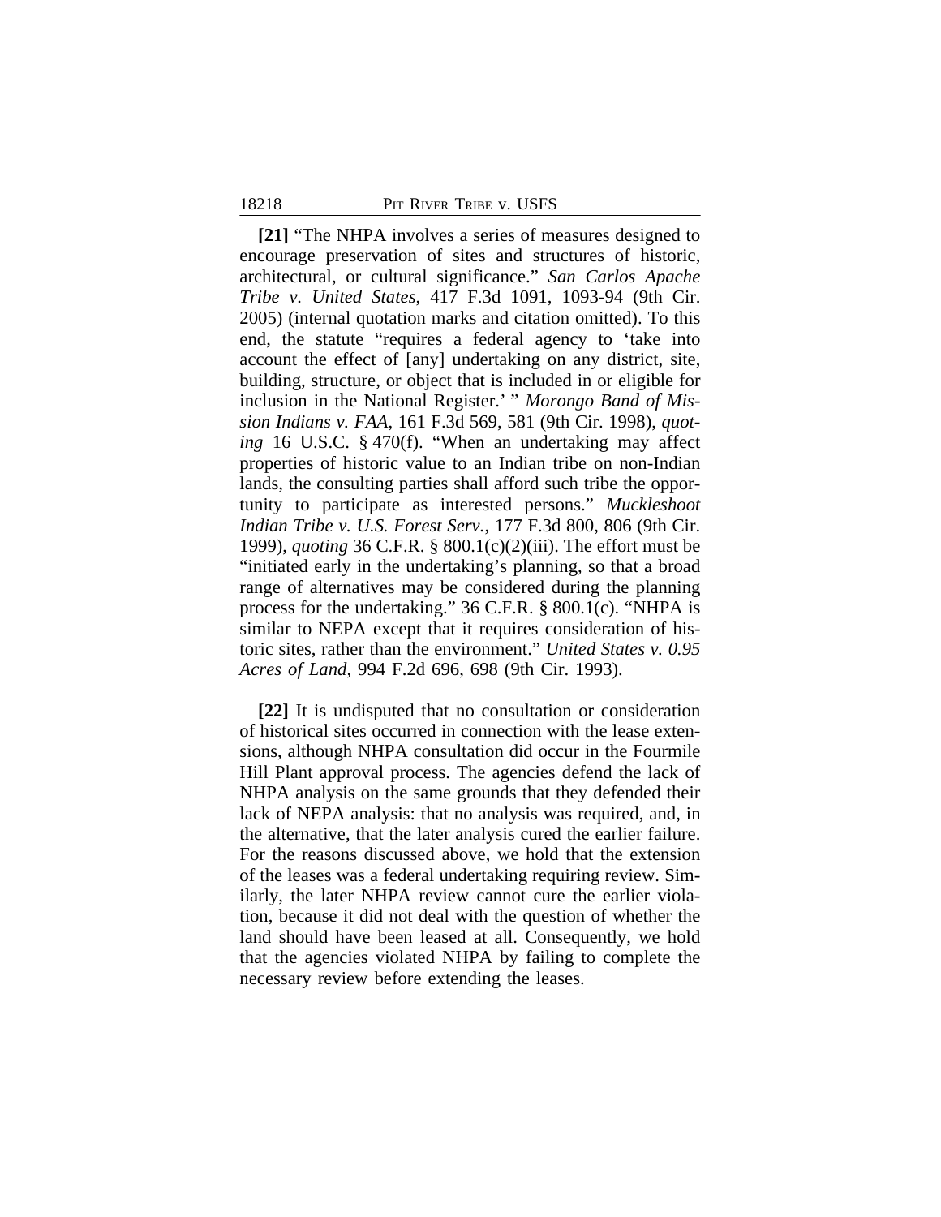**[21]** "The NHPA involves a series of measures designed to encourage preservation of sites and structures of historic, architectural, or cultural significance." *San Carlos Apache Tribe v. United States*, 417 F.3d 1091, 1093-94 (9th Cir. 2005) (internal quotation marks and citation omitted). To this end, the statute "requires a federal agency to 'take into account the effect of [any] undertaking on any district, site, building, structure, or object that is included in or eligible for inclusion in the National Register.' " *Morongo Band of Mission Indians v. FAA*, 161 F.3d 569, 581 (9th Cir. 1998), *quoting* 16 U.S.C. § 470(f). "When an undertaking may affect properties of historic value to an Indian tribe on non-Indian lands, the consulting parties shall afford such tribe the opportunity to participate as interested persons." *Muckleshoot Indian Tribe v. U.S. Forest Serv.*, 177 F.3d 800, 806 (9th Cir. 1999), *quoting* 36 C.F.R. § 800.1(c)(2)(iii). The effort must be "initiated early in the undertaking's planning, so that a broad range of alternatives may be considered during the planning process for the undertaking." 36 C.F.R. § 800.1(c). "NHPA is similar to NEPA except that it requires consideration of historic sites, rather than the environment." *United States v. 0.95 Acres of Land*, 994 F.2d 696, 698 (9th Cir. 1993).

**[22]** It is undisputed that no consultation or consideration of historical sites occurred in connection with the lease extensions, although NHPA consultation did occur in the Fourmile Hill Plant approval process. The agencies defend the lack of NHPA analysis on the same grounds that they defended their lack of NEPA analysis: that no analysis was required, and, in the alternative, that the later analysis cured the earlier failure. For the reasons discussed above, we hold that the extension of the leases was a federal undertaking requiring review. Similarly, the later NHPA review cannot cure the earlier violation, because it did not deal with the question of whether the land should have been leased at all. Consequently, we hold that the agencies violated NHPA by failing to complete the necessary review before extending the leases.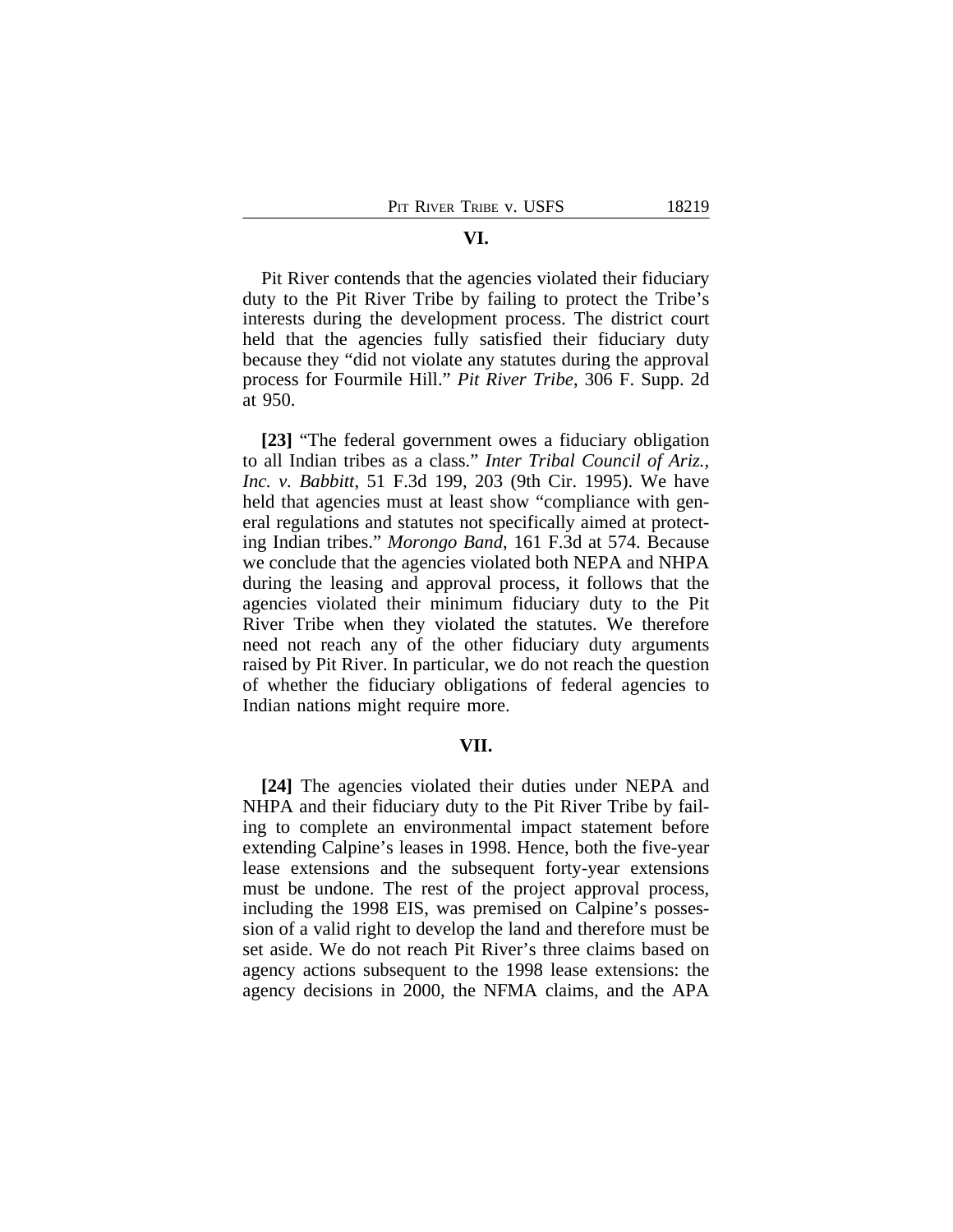## VI.

Pit River contends that the agencies violated their fiduciary duty to the Pit River Tribe by failing to protect the Tribe's interests during the development process. The district court held that the agencies fully satisfied their fiduciary duty because they "did not violate any statutes during the approval process for Fourmile Hill." *Pit River Tribe*, 306 F. Supp. 2d at 950.

**[23]** "The federal government owes a fiduciary obligation to all Indian tribes as a class." *Inter Tribal Council of Ariz., Inc. v. Babbitt*, 51 F.3d 199, 203 (9th Cir. 1995). We have held that agencies must at least show "compliance with general regulations and statutes not specifically aimed at protecting Indian tribes." *Morongo Band*, 161 F.3d at 574. Because we conclude that the agencies violated both NEPA and NHPA during the leasing and approval process, it follows that the agencies violated their minimum fiduciary duty to the Pit River Tribe when they violated the statutes. We therefore need not reach any of the other fiduciary duty arguments raised by Pit River. In particular, we do not reach the question of whether the fiduciary obligations of federal agencies to Indian nations might require more.

## VII.

**[24]** The agencies violated their duties under NEPA and NHPA and their fiduciary duty to the Pit River Tribe by failing to complete an environmental impact statement before extending Calpine's leases in 1998. Hence, both the five-year lease extensions and the subsequent forty-year extensions must be undone. The rest of the project approval process, including the 1998 EIS, was premised on Calpine's possession of a valid right to develop the land and therefore must be set aside. We do not reach Pit River's three claims based on agency actions subsequent to the 1998 lease extensions: the agency decisions in 2000, the NFMA claims, and the APA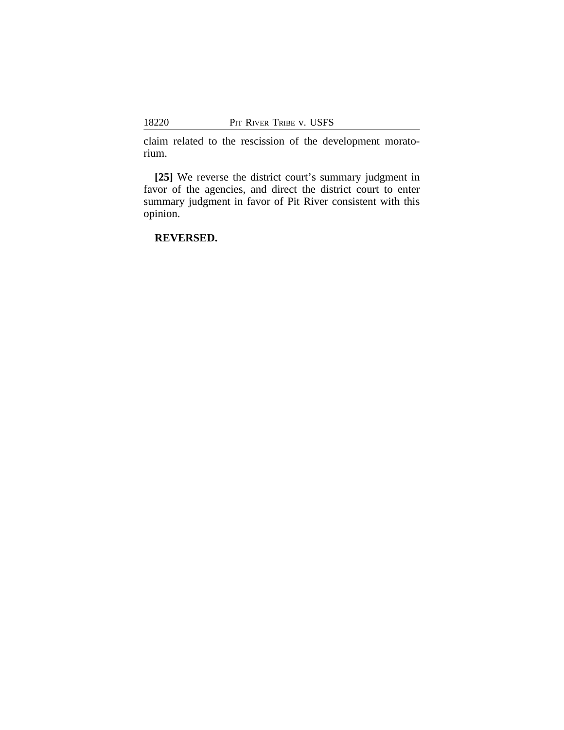claim related to the rescission of the development moratorium.

**[25]** We reverse the district court's summary judgment in favor of the agencies, and direct the district court to enter summary judgment in favor of Pit River consistent with this opinion.

**REVERSED.**